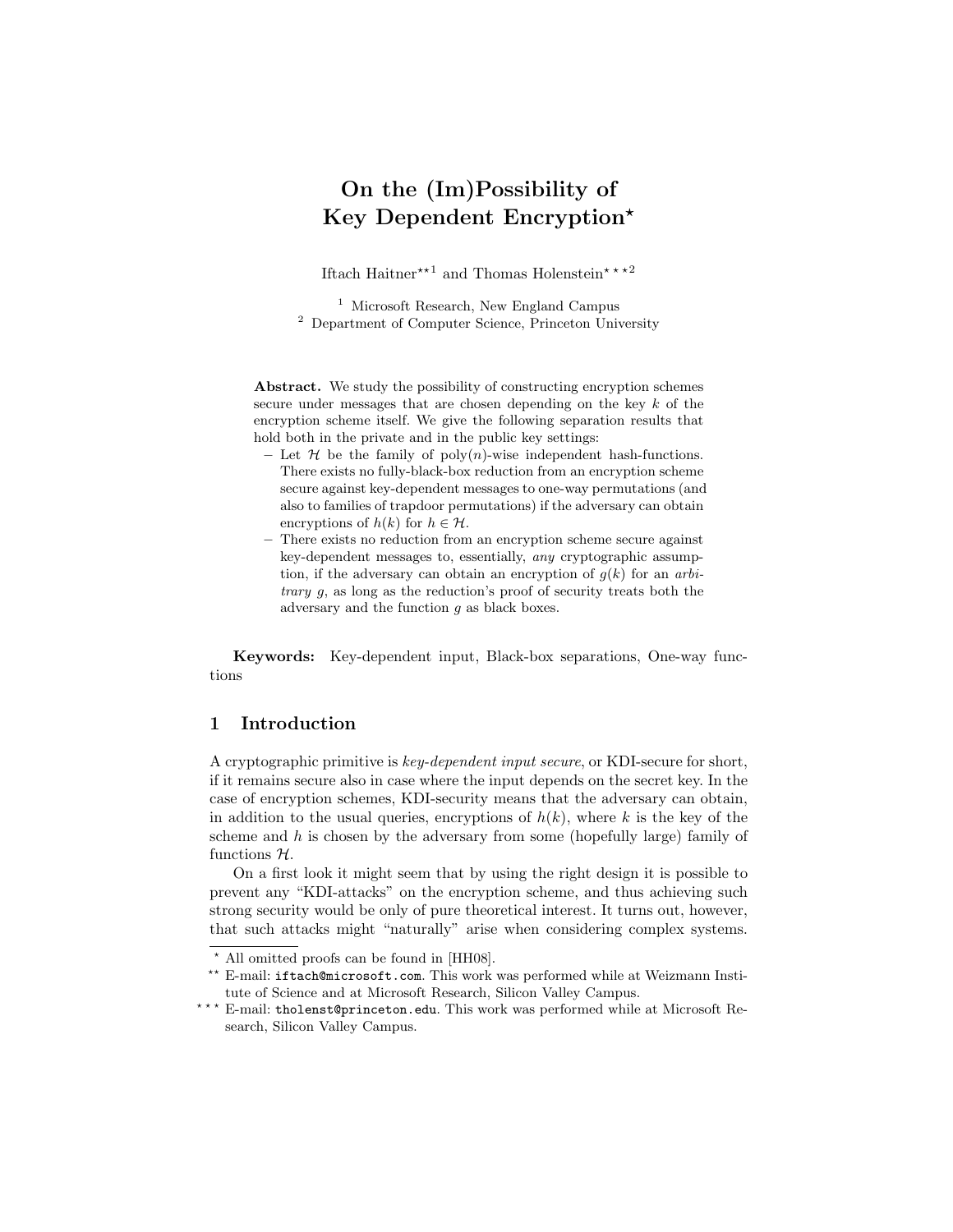# On the (Im)Possibility of Key Dependent Encryption*

Iftach Haitner**[1] and Thomas Holenstein***[2]

[1] Microsoft Research, New England Campus
[2] Department of Computer Science, Princeton University

**Abstract.** We study the possibility of constructing encryption schemes secure under messages that are chosen depending on the key $k$ of the encryption scheme itself. We give the following separation results that hold both in the private and in the public key settings:

- Let $\mathcal{H}$ be the family of $\text{poly}(n)$-wise independent hash-functions. There exists no fully-black-box reduction from an encryption scheme secure against key-dependent messages to one-way permutations (and also to families of trapdoor permutations) if the adversary can obtain encryptions of $h(k)$ for $h \in \mathcal{H}$.
- There exists no reduction from an encryption scheme secure against key-dependent messages to, essentially, *any* cryptographic assumption, if the adversary can obtain an encryption of $g(k)$ for an *arbitrary* $g$, as long as the reduction's proof of security treats both the adversary and the function $g$ as black boxes.

**Keywords:** Key-dependent input, Black-box separations, One-way functions

## 1 Introduction

A cryptographic primitive is *key-dependent input secure*, or KDI-secure for short, if it remains secure also in case where the input depends on the secret key. In the case of encryption schemes, KDI-security means that the adversary can obtain, in addition to the usual queries, encryptions of $h(k)$, where $k$ is the key of the scheme and $h$ is chosen by the adversary from some (hopefully large) family of functions $\mathcal{H}$.

On a first look it might seem that by using the right design it is possible to prevent any "KDI-attacks" on the encryption scheme, and thus achieving such strong security would be only of pure theoretical interest. It turns out, however, that such attacks might "naturally" arise when considering complex systems.

---

* All omitted proofs can be found in [HH08].

** E-mail: `iftach@microsoft.com`. This work was performed while at Weizmann Institute of Science and at Microsoft Research, Silicon Valley Campus.

*** E-mail: `tholenst@princeton.edu`. This work was performed while at Microsoft Research, Silicon Valley Campus.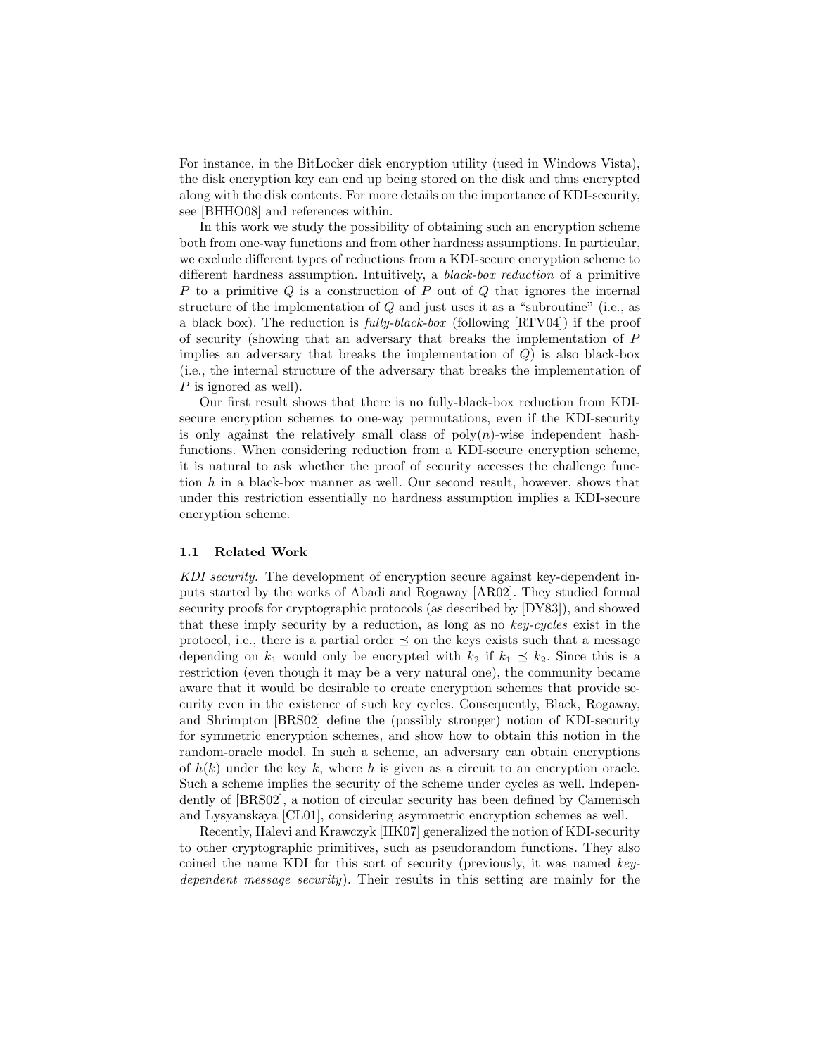For instance, in the BitLocker disk encryption utility (used in Windows Vista), the disk encryption key can end up being stored on the disk and thus encrypted along with the disk contents. For more details on the importance of KDI-security, see [BHHO08] and references within.

In this work we study the possibility of obtaining such an encryption scheme both from one-way functions and from other hardness assumptions. In particular, we exclude different types of reductions from a KDI-secure encryption scheme to different hardness assumption. Intuitively, a *black-box reduction* of a primitive $P$ to a primitive $Q$ is a construction of $P$ out of $Q$ that ignores the internal structure of the implementation of $Q$ and just uses it as a "subroutine" (i.e., as a black box). The reduction is *fully-black-box* (following [RTV04]) if the proof of security (showing that an adversary that breaks the implementation of $P$ implies an adversary that breaks the implementation of $Q$) is also black-box (i.e., the internal structure of the adversary that breaks the implementation of $P$ is ignored as well).

Our first result shows that there is no fully-black-box reduction from KDI-secure encryption schemes to one-way permutations, even if the KDI-security is only against the relatively small class of $\mathrm{poly}(n)$-wise independent hash-functions. When considering reduction from a KDI-secure encryption scheme, it is natural to ask whether the proof of security accesses the challenge function $h$ in a black-box manner as well. Our second result, however, shows that under this restriction essentially no hardness assumption implies a KDI-secure encryption scheme.

### 1.1 Related Work

*KDI security.* The development of encryption secure against key-dependent inputs started by the works of Abadi and Rogaway [AR02]. They studied formal security proofs for cryptographic protocols (as described by [DY83]), and showed that these imply security by a reduction, as long as no *key-cycles* exist in the protocol, i.e., there is a partial order $\preceq$ on the keys exists such that a message depending on $k_1$ would only be encrypted with $k_2$ if $k_1 \preceq k_2$. Since this is a restriction (even though it may be a very natural one), the community became aware that it would be desirable to create encryption schemes that provide security even in the existence of such key cycles. Consequently, Black, Rogaway, and Shrimpton [BRS02] define the (possibly stronger) notion of KDI-security for symmetric encryption schemes, and show how to obtain this notion in the random-oracle model. In such a scheme, an adversary can obtain encryptions of $h(k)$ under the key $k$, where $h$ is given as a circuit to an encryption oracle. Such a scheme implies the security of the scheme under cycles as well. Independently of [BRS02], a notion of circular security has been defined by Camenisch and Lysyanskaya [CL01], considering asymmetric encryption schemes as well.

Recently, Halevi and Krawczyk [HK07] generalized the notion of KDI-security to other cryptographic primitives, such as pseudorandom functions. They also coined the name KDI for this sort of security (previously, it was named *key-dependent message security*). Their results in this setting are mainly for the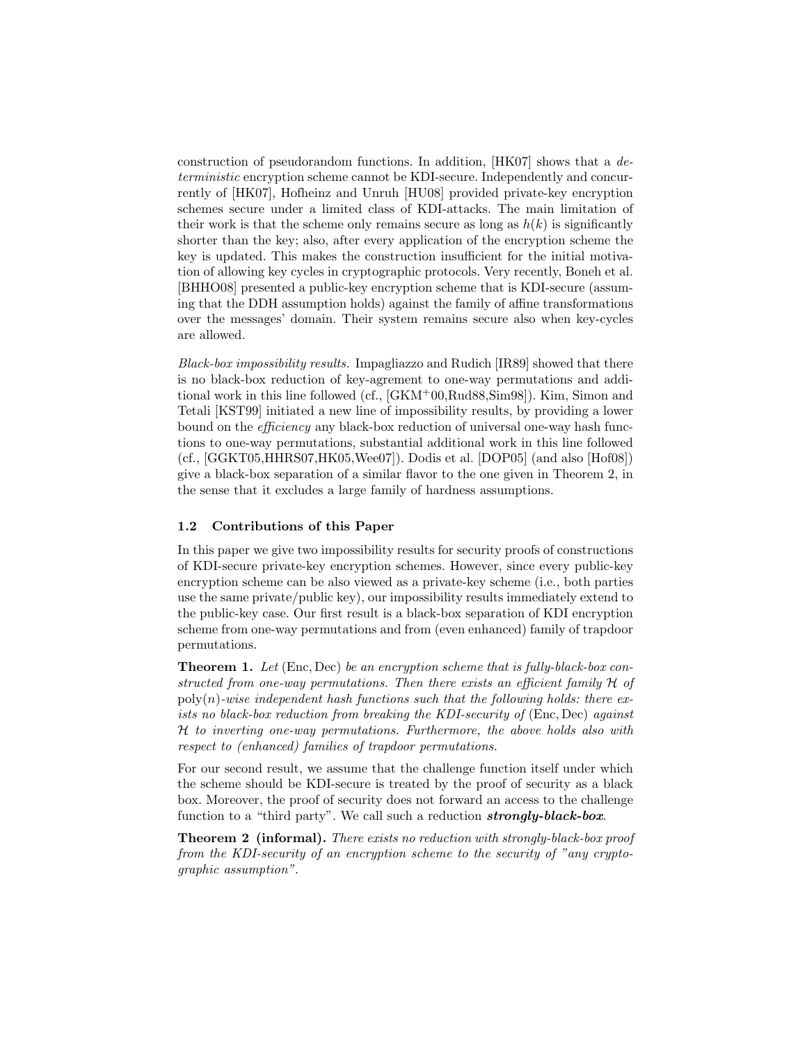construction of pseudorandom functions. In addition, [HK07] shows that a *deterministic* encryption scheme cannot be KDI-secure. Independently and concurrently of [HK07], Hofheinz and Unruh [HU08] provided private-key encryption schemes secure under a limited class of KDI-attacks. The main limitation of their work is that the scheme only remains secure as long as $h(k)$ is significantly shorter than the key; also, after every application of the encryption scheme the key is updated. This makes the construction insufficient for the initial motivation of allowing key cycles in cryptographic protocols. Very recently, Boneh et al. [BHHO08] presented a public-key encryption scheme that is KDI-secure (assuming that the DDH assumption holds) against the family of affine transformations over the messages' domain. Their system remains secure also when key-cycles are allowed.

*Black-box impossibility results.* Impagliazzo and Rudich [IR89] showed that there is no black-box reduction of key-agrement to one-way permutations and additional work in this line followed (cf., [GKM+00,Rud88,Sim98]). Kim, Simon and Tetali [KST99] initiated a new line of impossibility results, by providing a lower bound on the *efficiency* any black-box reduction of universal one-way hash functions to one-way permutations, substantial additional work in this line followed (cf., [GGKT05,HHRS07,HK05,Wee07]). Dodis et al. [DOP05] (and also [Hof08]) give a black-box separation of a similar flavor to the one given in Theorem 2, in the sense that it excludes a large family of hardness assumptions.

### 1.2 Contributions of this Paper

In this paper we give two impossibility results for security proofs of constructions of KDI-secure private-key encryption schemes. However, since every public-key encryption scheme can be also viewed as a private-key scheme (i.e., both parties use the same private/public key), our impossibility results immediately extend to the public-key case. Our first result is a black-box separation of KDI encryption scheme from one-way permutations and from (even enhanced) family of trapdoor permutations.

**Theorem 1.** *Let* $(\mathrm{Enc}, \mathrm{Dec})$ *be an encryption scheme that is fully-black-box constructed from one-way permutations. Then there exists an efficient family* $\mathcal{H}$ *of* $\mathrm{poly}(n)$*-wise independent hash functions such that the following holds: there exists no black-box reduction from breaking the KDI-security of* $(\mathrm{Enc}, \mathrm{Dec})$ *against* $\mathcal{H}$ *to inverting one-way permutations. Furthermore, the above holds also with respect to (enhanced) families of trapdoor permutations.*

For our second result, we assume that the challenge function itself under which the scheme should be KDI-secure is treated by the proof of security as a black box. Moreover, the proof of security does not forward an access to the challenge function to a "third party". We call such a reduction ***strongly-black-box***.

**Theorem 2 (informal).** *There exists no reduction with strongly-black-box proof from the KDI-security of an encryption scheme to the security of "any cryptographic assumption".*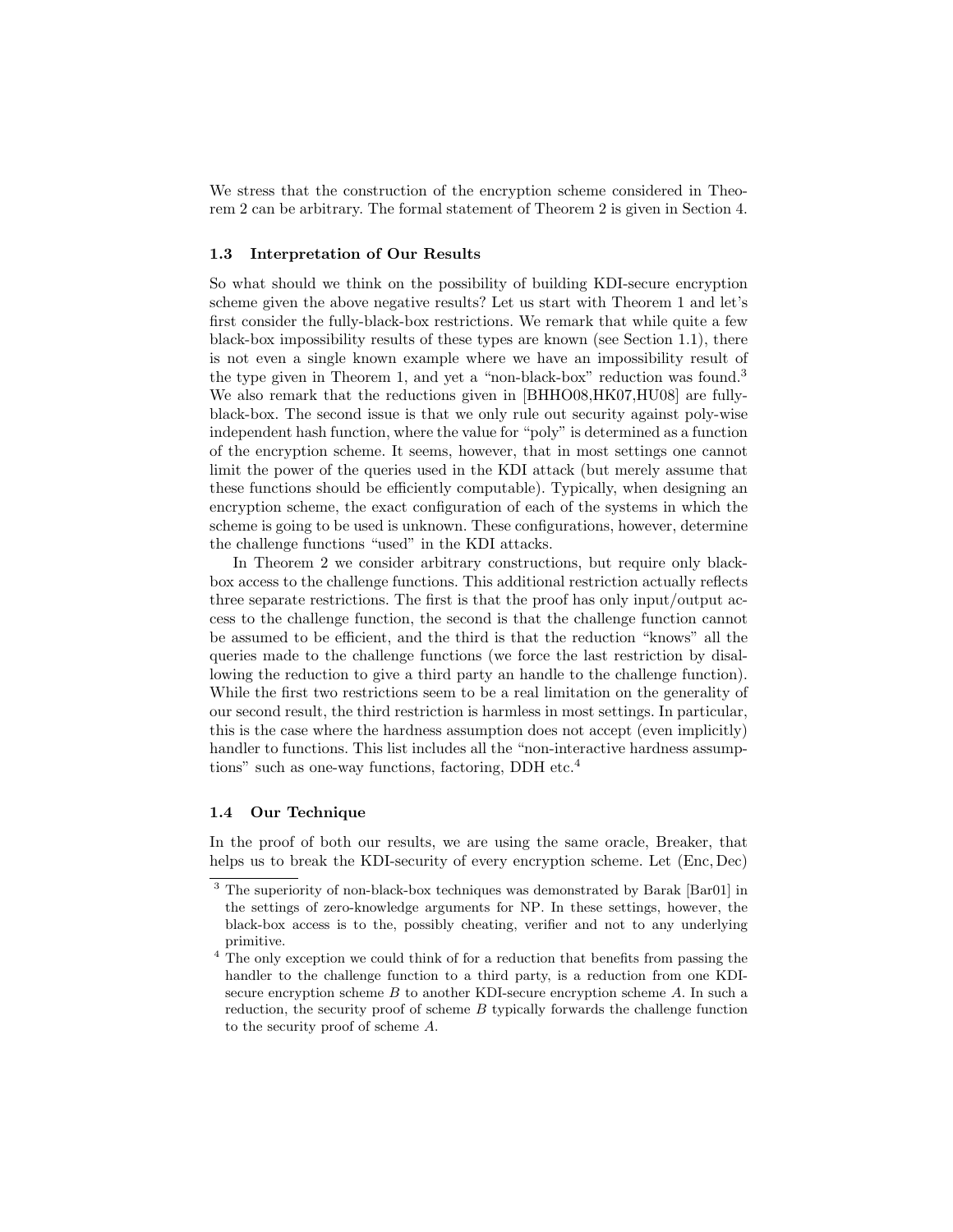We stress that the construction of the encryption scheme considered in Theorem 2 can be arbitrary. The formal statement of Theorem 2 is given in Section 4.

### 1.3 Interpretation of Our Results

So what should we think on the possibility of building KDI-secure encryption scheme given the above negative results? Let us start with Theorem 1 and let's first consider the fully-black-box restrictions. We remark that while quite a few black-box impossibility results of these types are known (see Section 1.1), there is not even a single known example where we have an impossibility result of the type given in Theorem 1, and yet a "non-black-box" reduction was found.[3] We also remark that the reductions given in [BHHO08,HK07,HU08] are fully-black-box. The second issue is that we only rule out security against poly-wise independent hash function, where the value for "poly" is determined as a function of the encryption scheme. It seems, however, that in most settings one cannot limit the power of the queries used in the KDI attack (but merely assume that these functions should be efficiently computable). Typically, when designing an encryption scheme, the exact configuration of each of the systems in which the scheme is going to be used is unknown. These configurations, however, determine the challenge functions "used" in the KDI attacks.

In Theorem 2 we consider arbitrary constructions, but require only black-box access to the challenge functions. This additional restriction actually reflects three separate restrictions. The first is that the proof has only input/output access to the challenge function, the second is that the challenge function cannot be assumed to be efficient, and the third is that the reduction "knows" all the queries made to the challenge functions (we force the last restriction by disallowing the reduction to give a third party an handle to the challenge function). While the first two restrictions seem to be a real limitation on the generality of our second result, the third restriction is harmless in most settings. In particular, this is the case where the hardness assumption does not accept (even implicitly) handler to functions. This list includes all the "non-interactive hardness assumptions" such as one-way functions, factoring, DDH etc.[4]

### 1.4 Our Technique

In the proof of both our results, we are using the same oracle, Breaker, that helps us to break the KDI-security of every encryption scheme. Let (Enc, Dec)

[3] The superiority of non-black-box techniques was demonstrated by Barak [Bar01] in the settings of zero-knowledge arguments for NP. In these settings, however, the black-box access is to the, possibly cheating, verifier and not to any underlying primitive.

[4] The only exception we could think of for a reduction that benefits from passing the handler to the challenge function to a third party, is a reduction from one KDI-secure encryption scheme $B$ to another KDI-secure encryption scheme $A$. In such a reduction, the security proof of scheme $B$ typically forwards the challenge function to the security proof of scheme $A$.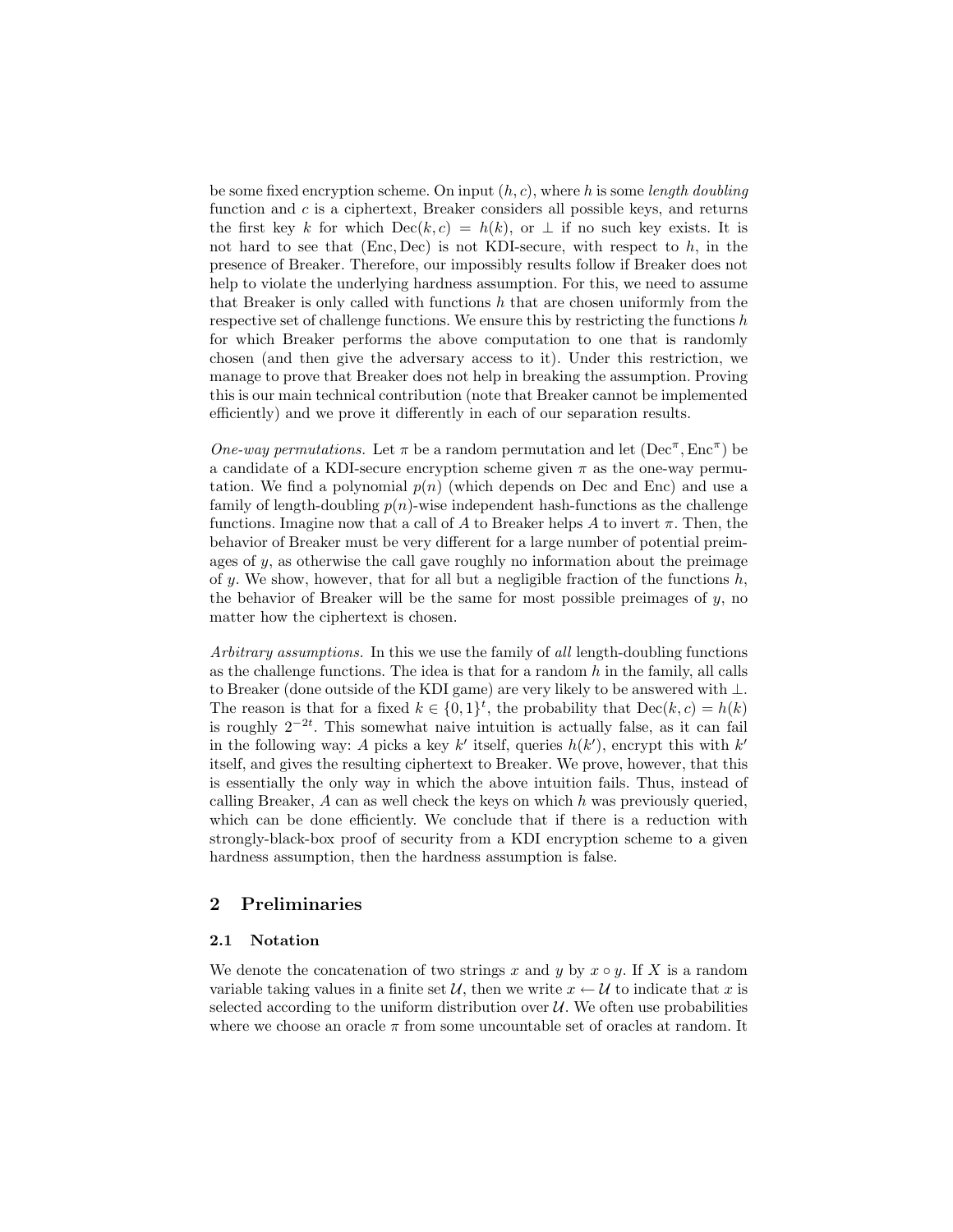be some fixed encryption scheme. On input $(h, c)$, where $h$ is some *length doubling* function and $c$ is a ciphertext, Breaker considers all possible keys, and returns the first key $k$ for which $\text{Dec}(k, c) = h(k)$, or $\perp$ if no such key exists. It is not hard to see that $(\text{Enc}, \text{Dec})$ is not KDI-secure, with respect to $h$, in the presence of Breaker. Therefore, our impossibly results follow if Breaker does not help to violate the underlying hardness assumption. For this, we need to assume that Breaker is only called with functions $h$ that are chosen uniformly from the respective set of challenge functions. We ensure this by restricting the functions $h$ for which Breaker performs the above computation to one that is randomly chosen (and then give the adversary access to it). Under this restriction, we manage to prove that Breaker does not help in breaking the assumption. Proving this is our main technical contribution (note that Breaker cannot be implemented efficiently) and we prove it differently in each of our separation results.

*One-way permutations.* Let $\pi$ be a random permutation and let $(\text{Dec}^{\pi}, \text{Enc}^{\pi})$ be a candidate of a KDI-secure encryption scheme given $\pi$ as the one-way permutation. We find a polynomial $p(n)$ (which depends on Dec and Enc) and use a family of length-doubling $p(n)$-wise independent hash-functions as the challenge functions. Imagine now that a call of $A$ to Breaker helps $A$ to invert $\pi$. Then, the behavior of Breaker must be very different for a large number of potential preimages of $y$, as otherwise the call gave roughly no information about the preimage of $y$. We show, however, that for all but a negligible fraction of the functions $h$, the behavior of Breaker will be the same for most possible preimages of $y$, no matter how the ciphertext is chosen.

*Arbitrary assumptions.* In this we use the family of *all* length-doubling functions as the challenge functions. The idea is that for a random $h$ in the family, all calls to Breaker (done outside of the KDI game) are very likely to be answered with $\perp$. The reason is that for a fixed $k \in \{0, 1\}^t$, the probability that $\text{Dec}(k, c) = h(k)$ is roughly $2^{-2t}$. This somewhat naive intuition is actually false, as it can fail in the following way: $A$ picks a key $k'$ itself, queries $h(k')$, encrypt this with $k'$ itself, and gives the resulting ciphertext to Breaker. We prove, however, that this is essentially the only way in which the above intuition fails. Thus, instead of calling Breaker, $A$ can as well check the keys on which $h$ was previously queried, which can be done efficiently. We conclude that if there is a reduction with strongly-black-box proof of security from a KDI encryption scheme to a given hardness assumption, then the hardness assumption is false.

## 2 Preliminaries

### 2.1 Notation

We denote the concatenation of two strings $x$ and $y$ by $x \circ y$. If $X$ is a random variable taking values in a finite set $\mathcal{U}$, then we write $x \leftarrow \mathcal{U}$ to indicate that $x$ is selected according to the uniform distribution over $\mathcal{U}$. We often use probabilities where we choose an oracle $\pi$ from some uncountable set of oracles at random. It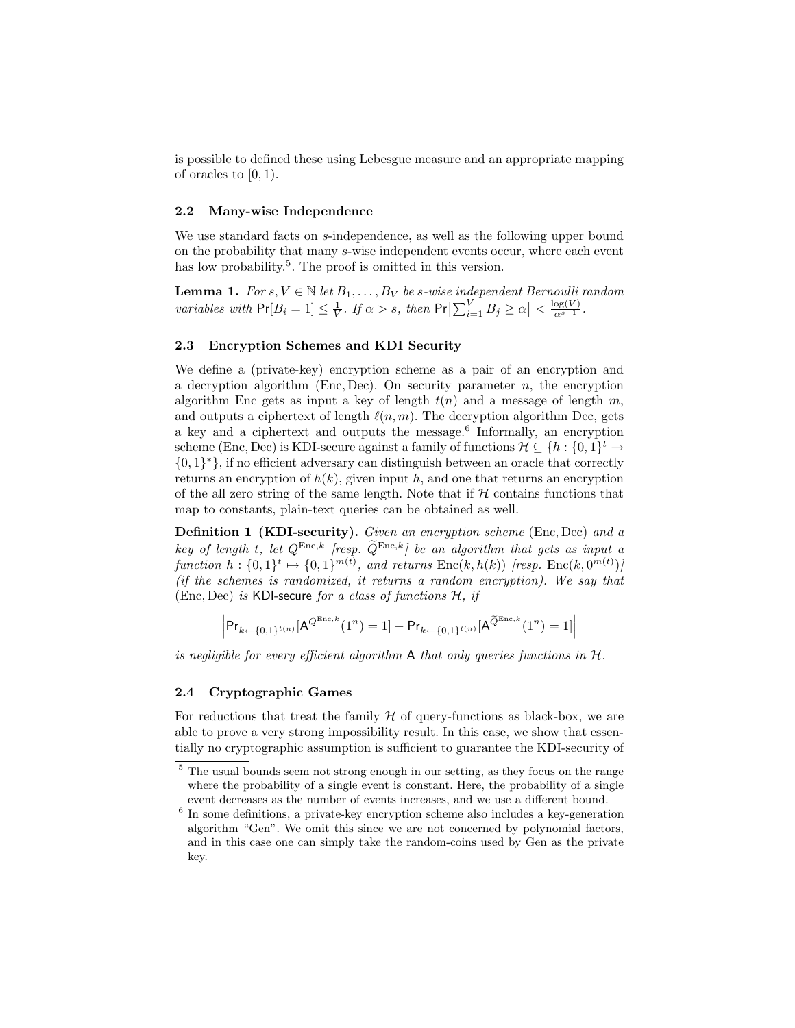is possible to defined these using Lebesgue measure and an appropriate mapping of oracles to $[0, 1)$.

### 2.2 Many-wise Independence

We use standard facts on $s$-independence, as well as the following upper bound on the probability that many $s$-wise independent events occur, where each event has low probability.[5]. The proof is omitted in this version.

**Lemma 1.** *For $s, V \in \mathbb{N}$ let $B_1, \ldots, B_V$ be $s$-wise independent Bernoulli random variables with $\Pr[B_i = 1] \leq \frac{1}{V}$. If $\alpha > s$, then $\Pr\left[\sum_{i=1}^{V} B_j \geq \alpha\right] < \frac{\log(V)}{\alpha^{s-1}}$.*

### 2.3 Encryption Schemes and KDI Security

We define a (private-key) encryption scheme as a pair of an encryption and a decryption algorithm $(\mathrm{Enc}, \mathrm{Dec})$. On security parameter $n$, the encryption algorithm Enc gets as input a key of length $t(n)$ and a message of length $m$, and outputs a ciphertext of length $\ell(n, m)$. The decryption algorithm Dec, gets a key and a ciphertext and outputs the message.[6] Informally, an encryption scheme $(\mathrm{Enc}, \mathrm{Dec})$ is KDI-secure against a family of functions $\mathcal{H} \subseteq \{h : \{0,1\}^t \to \{0,1\}^*\}$, if no efficient adversary can distinguish between an oracle that correctly returns an encryption of $h(k)$, given input $h$, and one that returns an encryption of the all zero string of the same length. Note that if $\mathcal{H}$ contains functions that map to constants, plain-text queries can be obtained as well.

**Definition 1 (KDI-security).** *Given an encryption scheme $(\mathrm{Enc}, \mathrm{Dec})$ and a key of length $t$, let $Q^{\mathrm{Enc},k}$ [resp. $\widetilde{Q}^{\mathrm{Enc},k}$] be an algorithm that gets as input a function $h : \{0,1\}^t \mapsto \{0,1\}^{m(t)}$, and returns $\mathrm{Enc}(k, h(k))$ [resp. $\mathrm{Enc}(k, 0^{m(t)})$] (if the schemes is randomized, it returns a random encryption). We say that $(\mathrm{Enc}, \mathrm{Dec})$ is* KDI-secure *for a class of functions $\mathcal{H}$, if*

$$\left| \Pr_{k \leftarrow \{0,1\}^{t(n)}}[\mathsf{A}^{Q^{\mathrm{Enc},k}}(1^n) = 1] - \Pr_{k \leftarrow \{0,1\}^{t(n)}}[\mathsf{A}^{\widetilde{Q}^{\mathrm{Enc},k}}(1^n) = 1] \right|$$

*is negligible for every efficient algorithm $\mathsf{A}$ that only queries functions in $\mathcal{H}$.*

### 2.4 Cryptographic Games

For reductions that treat the family $\mathcal{H}$ of query-functions as black-box, we are able to prove a very strong impossibility result. In this case, we show that essentially no cryptographic assumption is sufficient to guarantee the KDI-security of

[5] The usual bounds seem not strong enough in our setting, as they focus on the range where the probability of a single event is constant. Here, the probability of a single event decreases as the number of events increases, and we use a different bound.

[6] In some definitions, a private-key encryption scheme also includes a key-generation algorithm "Gen". We omit this since we are not concerned by polynomial factors, and in this case one can simply take the random-coins used by Gen as the private key.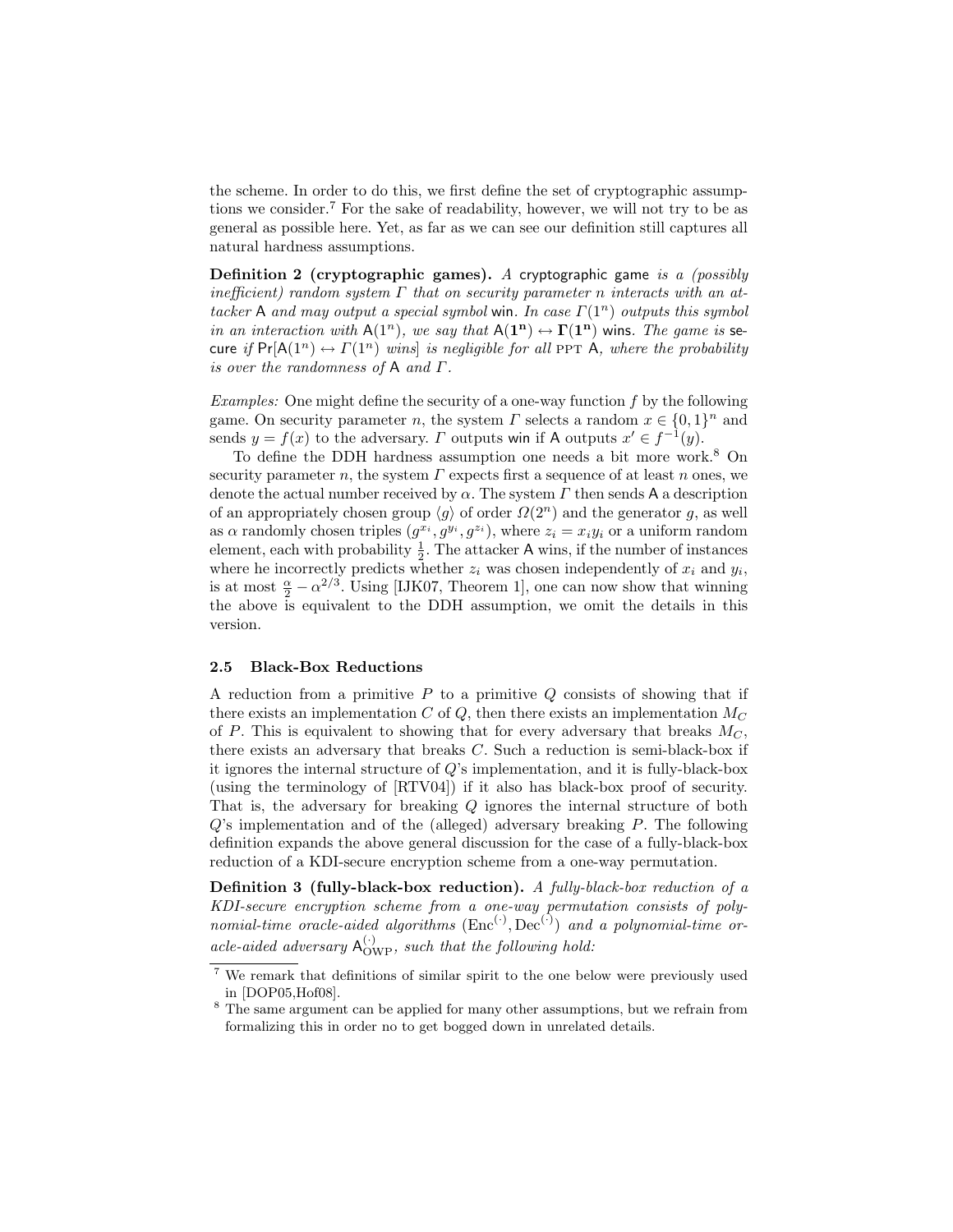the scheme. In order to do this, we first define the set of cryptographic assumptions we consider.[7] For the sake of readability, however, we will not try to be as general as possible here. Yet, as far as we can see our definition still captures all natural hardness assumptions.

**Definition 2 (cryptographic games).** *A* cryptographic game *is a (possibly inefficient) random system $\Gamma$ that on security parameter $n$ interacts with an attacker* A *and may output a special symbol* win. *In case $\Gamma(1^n)$ outputs this symbol in an interaction with $\mathsf{A}(1^n)$, we say that $\mathsf{A}(\mathbf{1^n}) \leftrightarrow \mathbf{\Gamma}(\mathbf{1^n})$* wins. *The game is* secure *if $\Pr[\mathsf{A}(1^n) \leftrightarrow \Gamma(1^n)$ wins$]$ is negligible for all* PPT A*, where the probability is over the randomness of* A *and $\Gamma$.*

*Examples:* One might define the security of a one-way function $f$ by the following game. On security parameter $n$, the system $\Gamma$ selects a random $x \in \{0,1\}^n$ and sends $y = f(x)$ to the adversary. $\Gamma$ outputs win if A outputs $x' \in f^{-1}(y)$.

To define the DDH hardness assumption one needs a bit more work.[8] On security parameter $n$, the system $\Gamma$ expects first a sequence of at least $n$ ones, we denote the actual number received by $\alpha$. The system $\Gamma$ then sends A a description of an appropriately chosen group $\langle g \rangle$ of order $\Omega(2^n)$ and the generator $g$, as well as $\alpha$ randomly chosen triples $(g^{x_i}, g^{y_i}, g^{z_i})$, where $z_i = x_i y_i$ or a uniform random element, each with probability $\frac{1}{2}$. The attacker A wins, if the number of instances where he incorrectly predicts whether $z_i$ was chosen independently of $x_i$ and $y_i$, is at most $\frac{\alpha}{2} - \alpha^{2/3}$. Using [IJK07, Theorem 1], one can now show that winning the above is equivalent to the DDH assumption, we omit the details in this version.

### 2.5 Black-Box Reductions

A reduction from a primitive $P$ to a primitive $Q$ consists of showing that if there exists an implementation $C$ of $Q$, then there exists an implementation $M_C$ of $P$. This is equivalent to showing that for every adversary that breaks $M_C$, there exists an adversary that breaks $C$. Such a reduction is semi-black-box if it ignores the internal structure of $Q$'s implementation, and it is fully-black-box (using the terminology of [RTV04]) if it also has black-box proof of security. That is, the adversary for breaking $Q$ ignores the internal structure of both $Q$'s implementation and of the (alleged) adversary breaking $P$. The following definition expands the above general discussion for the case of a fully-black-box reduction of a KDI-secure encryption scheme from a one-way permutation.

**Definition 3 (fully-black-box reduction).** *A fully-black-box reduction of a KDI-secure encryption scheme from a one-way permutation consists of polynomial-time oracle-aided algorithms $(\mathrm{Enc}^{(\cdot)}, \mathrm{Dec}^{(\cdot)})$ and a polynomial-time oracle-aided adversary $\mathsf{A}_{\mathrm{OWP}}^{(\cdot)}$, such that the following hold:*

---

[7] We remark that definitions of similar spirit to the one below were previously used in [DOP05,Hof08].

[8] The same argument can be applied for many other assumptions, but we refrain from formalizing this in order no to get bogged down in unrelated details.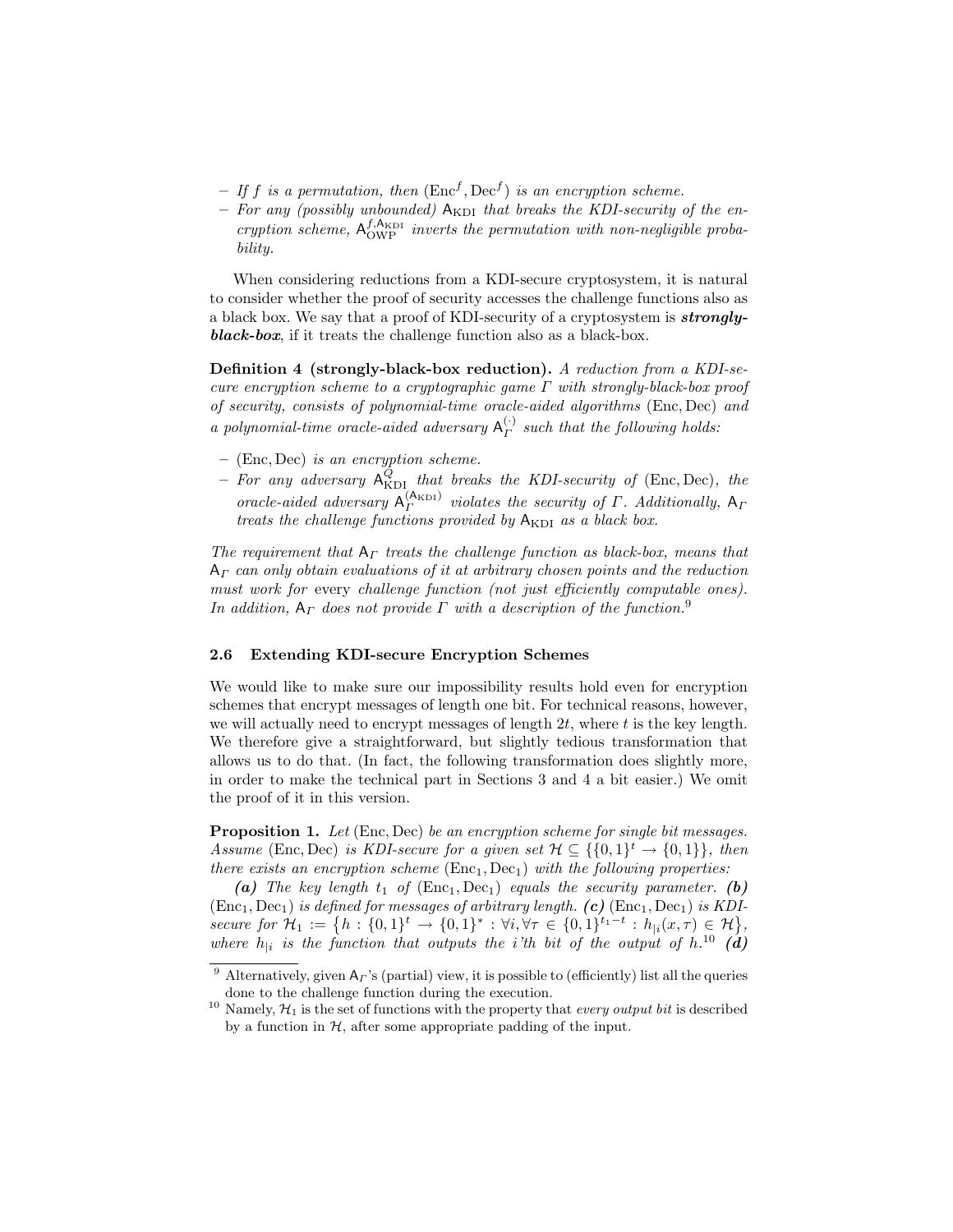– *If $f$ is a permutation, then* $(\mathrm{Enc}^f, \mathrm{Dec}^f)$ *is an encryption scheme.*
– *For any (possibly unbounded)* $\mathsf{A}_{\mathrm{KDI}}$ *that breaks the KDI-security of the encryption scheme,* $\mathsf{A}_{\mathrm{OWP}}^{f,\mathsf{A}_{\mathrm{KDI}}}$ *inverts the permutation with non-negligible probability.*

When considering reductions from a KDI-secure cryptosystem, it is natural to consider whether the proof of security accesses the challenge functions also as a black box. We say that a proof of KDI-security of a cryptosystem is ***strongly-black-box***, if it treats the challenge function also as a black-box.

**Definition 4 (strongly-black-box reduction).** *A reduction from a KDI-secure encryption scheme to a cryptographic game $\Gamma$ with strongly-black-box proof of security, consists of polynomial-time oracle-aided algorithms* $(\mathrm{Enc}, \mathrm{Dec})$ *and a polynomial-time oracle-aided adversary* $\mathsf{A}_{\Gamma}^{(\cdot)}$ *such that the following holds:*

– $(\mathrm{Enc}, \mathrm{Dec})$ *is an encryption scheme.*
– *For any adversary* $\mathsf{A}_{\mathrm{KDI}}^{Q}$ *that breaks the KDI-security of* $(\mathrm{Enc}, \mathrm{Dec})$*, the oracle-aided adversary* $\mathsf{A}_{\Gamma}^{(\mathsf{A}_{\mathrm{KDI}})}$ *violates the security of $\Gamma$. Additionally,* $\mathsf{A}_{\Gamma}$ *treats the challenge functions provided by* $\mathsf{A}_{\mathrm{KDI}}$ *as a black box.*

*The requirement that* $\mathsf{A}_{\Gamma}$ *treats the challenge function as black-box, means that* $\mathsf{A}_{\Gamma}$ *can only obtain evaluations of it at arbitrary chosen points and the reduction must work for* every *challenge function (not just efficiently computable ones). In addition,* $\mathsf{A}_{\Gamma}$ *does not provide $\Gamma$ with a description of the function.*[9]

### 2.6 Extending KDI-secure Encryption Schemes

We would like to make sure our impossibility results hold even for encryption schemes that encrypt messages of length one bit. For technical reasons, however, we will actually need to encrypt messages of length $2t$, where $t$ is the key length. We therefore give a straightforward, but slightly tedious transformation that allows us to do that. (In fact, the following transformation does slightly more, in order to make the technical part in Sections 3 and 4 a bit easier.) We omit the proof of it in this version.

**Proposition 1.** *Let* $(\mathrm{Enc}, \mathrm{Dec})$ *be an encryption scheme for single bit messages. Assume* $(\mathrm{Enc}, \mathrm{Dec})$ *is KDI-secure for a given set* $\mathcal{H} \subseteq \{\{0,1\}^t \to \{0,1\}\}$*, then there exists an encryption scheme* $(\mathrm{Enc}_1, \mathrm{Dec}_1)$ *with the following properties:*

***(a)*** *The key length $t_1$ of* $(\mathrm{Enc}_1, \mathrm{Dec}_1)$ *equals the security parameter.* ***(b)*** $(\mathrm{Enc}_1, \mathrm{Dec}_1)$ *is defined for messages of arbitrary length.* ***(c)*** $(\mathrm{Enc}_1, \mathrm{Dec}_1)$ *is KDI-secure for* $\mathcal{H}_1 := \{h : \{0,1\}^t \to \{0,1\}^* : \forall i, \forall \tau \in \{0,1\}^{t_1 - t} : h_{|i}(x, \tau) \in \mathcal{H}\}$*, where $h_{|i}$ is the function that outputs the $i$'th bit of the output of $h$.*[10] ***(d)***

[9] Alternatively, given $\mathsf{A}_{\Gamma}$'s (partial) view, it is possible to (efficiently) list all the queries done to the challenge function during the execution.

[10] Namely, $\mathcal{H}_1$ is the set of functions with the property that *every output bit* is described by a function in $\mathcal{H}$, after some appropriate padding of the input.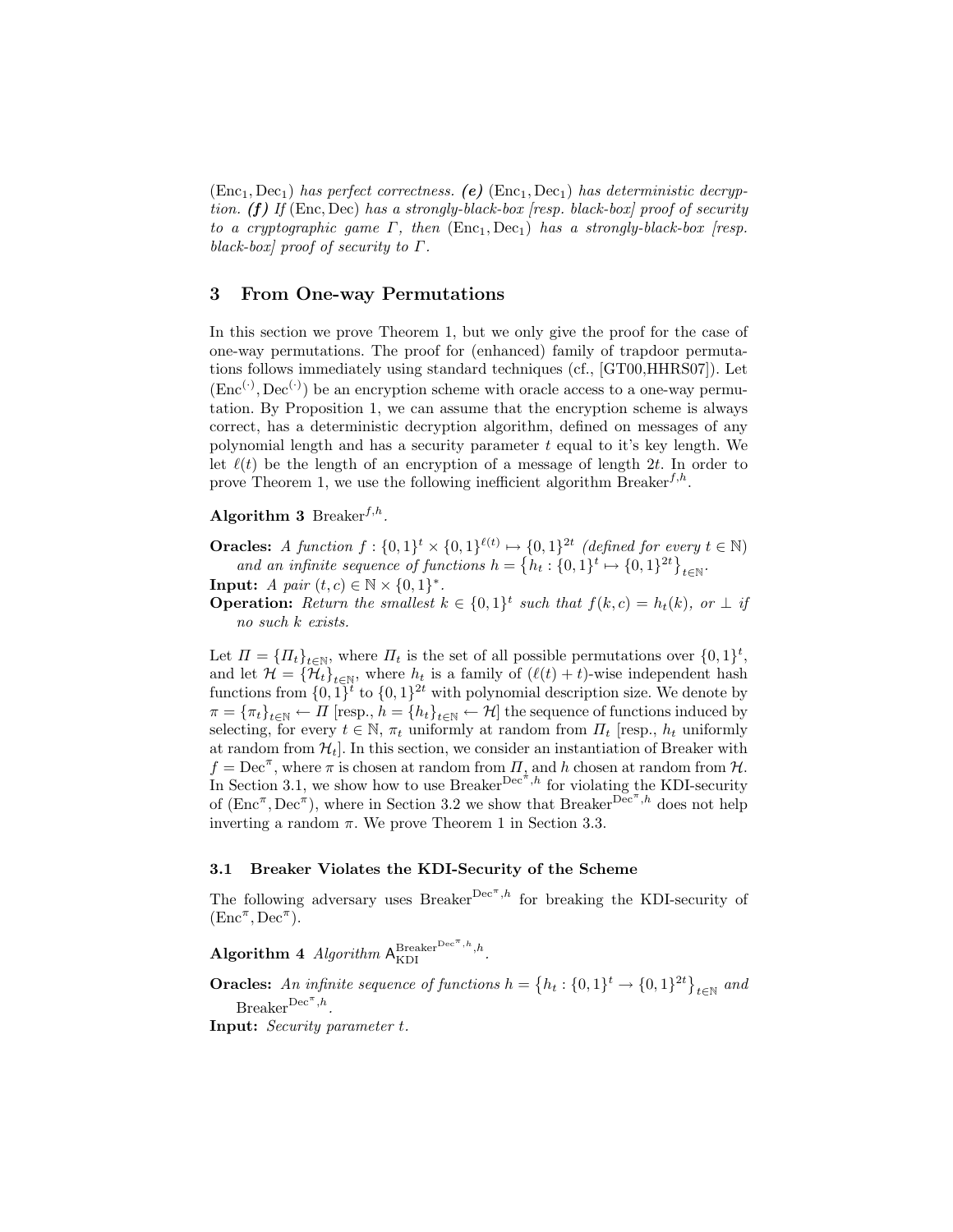$(\mathrm{Enc}_1, \mathrm{Dec}_1)$ *has perfect correctness.* ***(e)*** $(\mathrm{Enc}_1, \mathrm{Dec}_1)$ *has deterministic decryption.* ***(f)*** *If* $(\mathrm{Enc}, \mathrm{Dec})$ *has a strongly-black-box [resp. black-box] proof of security to a cryptographic game* $\Gamma$*, then* $(\mathrm{Enc}_1, \mathrm{Dec}_1)$ *has a strongly-black-box [resp. black-box] proof of security to* $\Gamma$*.*

## 3 From One-way Permutations

In this section we prove Theorem 1, but we only give the proof for the case of one-way permutations. The proof for (enhanced) family of trapdoor permutations follows immediately using standard techniques (cf., [GT00,HHRS07]). Let $(\mathrm{Enc}^{(\cdot)}, \mathrm{Dec}^{(\cdot)})$ be an encryption scheme with oracle access to a one-way permutation. By Proposition 1, we can assume that the encryption scheme is always correct, has a deterministic decryption algorithm, defined on messages of any polynomial length and has a security parameter $t$ equal to it's key length. We let $\ell(t)$ be the length of an encryption of a message of length $2t$. In order to prove Theorem 1, we use the following inefficient algorithm $\mathrm{Breaker}^{f,h}$.

**Algorithm 3** $\mathrm{Breaker}^{f,h}$.

**Oracles:** *A function* $f : \{0,1\}^t \times \{0,1\}^{\ell(t)} \mapsto \{0,1\}^{2t}$ *(defined for every* $t \in \mathbb{N}$*) and an infinite sequence of functions* $h = \{h_t : \{0,1\}^t \mapsto \{0,1\}^{2t}\}_{t\in\mathbb{N}}$*.*

**Input:** *A pair* $(t, c) \in \mathbb{N} \times \{0,1\}^*$*.*

**Operation:** *Return the smallest* $k \in \{0,1\}^t$ *such that* $f(k, c) = h_t(k)$*, or* $\perp$ *if no such* $k$ *exists.*

Let $\Pi = \{\Pi_t\}_{t\in\mathbb{N}}$, where $\Pi_t$ is the set of all possible permutations over $\{0,1\}^t$, and let $\mathcal{H} = \{\mathcal{H}_t\}_{t\in\mathbb{N}}$, where $h_t$ is a family of $(\ell(t) + t)$-wise independent hash functions from $\{0,1\}^t$ to $\{0,1\}^{2t}$ with polynomial description size. We denote by $\pi = \{\pi_t\}_{t\in\mathbb{N}} \leftarrow \Pi$ [resp., $h = \{h_t\}_{t\in\mathbb{N}} \leftarrow \mathcal{H}$] the sequence of functions induced by selecting, for every $t \in \mathbb{N}$, $\pi_t$ uniformly at random from $\Pi_t$ [resp., $h_t$ uniformly at random from $\mathcal{H}_t$]. In this section, we consider an instantiation of Breaker with $f = \mathrm{Dec}^{\pi}$, where $\pi$ is chosen at random from $\Pi$, and $h$ chosen at random from $\mathcal{H}$. In Section 3.1, we show how to use $\mathrm{Breaker}^{\mathrm{Dec}^{\pi},h}$ for violating the KDI-security of $(\mathrm{Enc}^{\pi}, \mathrm{Dec}^{\pi})$, where in Section 3.2 we show that $\mathrm{Breaker}^{\mathrm{Dec}^{\pi},h}$ does not help inverting a random $\pi$. We prove Theorem 1 in Section 3.3.

### 3.1 Breaker Violates the KDI-Security of the Scheme

The following adversary uses $\mathrm{Breaker}^{\mathrm{Dec}^{\pi},h}$ for breaking the KDI-security of $(\mathrm{Enc}^{\pi}, \mathrm{Dec}^{\pi})$.

**Algorithm 4** *Algorithm* $\mathsf{A}_{\mathrm{KDI}}^{\mathrm{Breaker}^{\mathrm{Dec}^{\pi},h},h}$*.*

**Oracles:** *An infinite sequence of functions* $h = \{h_t : \{0,1\}^t \to \{0,1\}^{2t}\}_{t\in\mathbb{N}}$ *and* $\mathrm{Breaker}^{\mathrm{Dec}^{\pi},h}$*.*

**Input:** *Security parameter* $t$*.*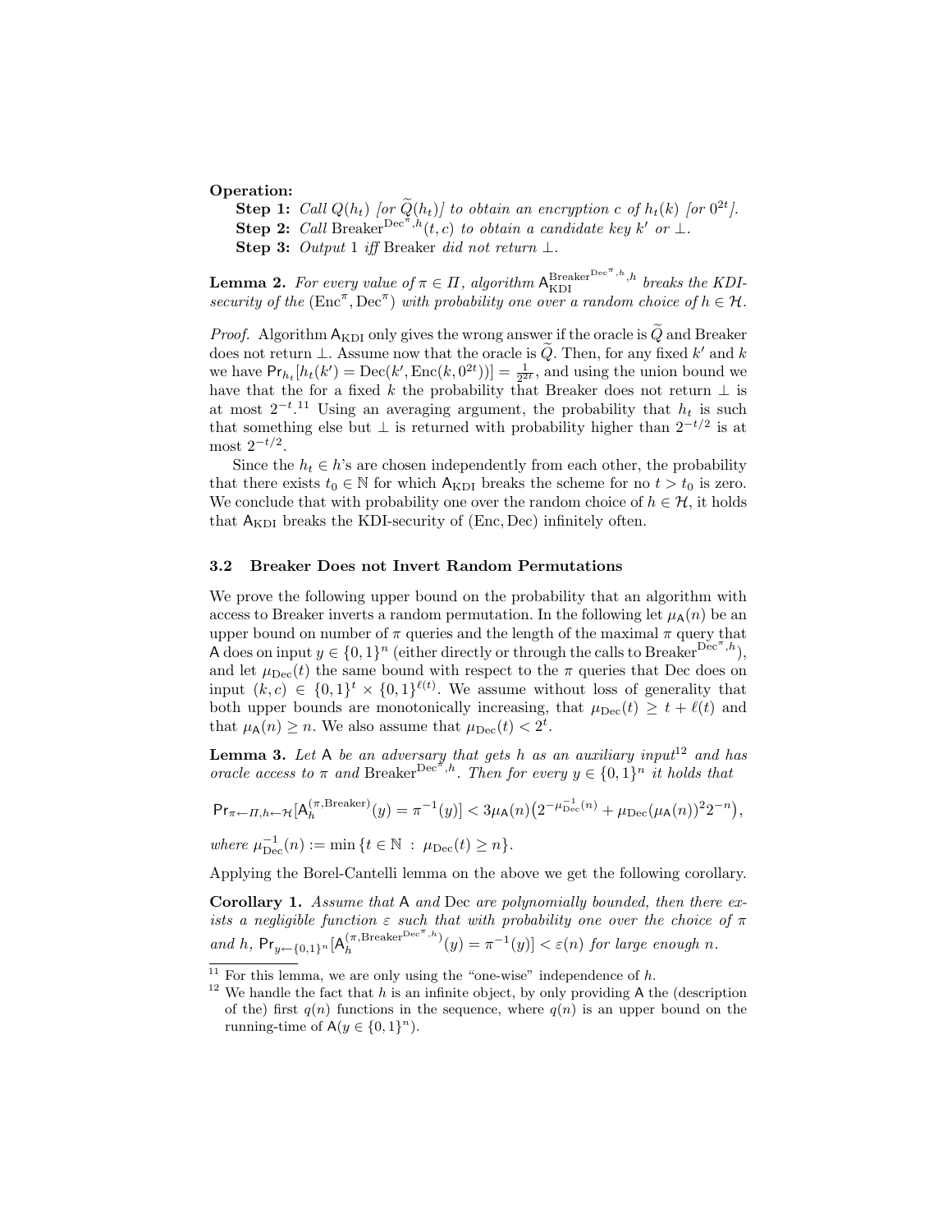**Operation:**

**Step 1:** *Call* $Q(h_t)$ *[or* $\widetilde{Q}(h_t)$*] to obtain an encryption* $c$ *of* $h_t(k)$ *[or* $0^{2t}$*].*

**Step 2:** *Call* $\text{Breaker}^{\text{Dec}^{\pi},h}(t,c)$ *to obtain a candidate key* $k'$ *or* $\perp$*.*

**Step 3:** *Output* 1 *iff* Breaker *did not return* $\perp$*.*

**Lemma 2.** *For every value of* $\pi \in \Pi$*, algorithm* $\mathsf{A}_{\text{KDI}}^{\text{Breaker}^{\text{Dec}^{\pi},h},h}$ *breaks the KDI-security of the* $(\text{Enc}^{\pi}, \text{Dec}^{\pi})$ *with probability one over a random choice of* $h \in \mathcal{H}$*.*

*Proof.* Algorithm $\mathsf{A}_{\text{KDI}}$ only gives the wrong answer if the oracle is $\widetilde{Q}$ and Breaker does not return $\perp$. Assume now that the oracle is $\widetilde{Q}$. Then, for any fixed $k'$ and $k$ we have $\Pr_{h_t}[h_t(k') = \text{Dec}(k', \text{Enc}(k, 0^{2t}))] = \frac{1}{2^{2t}}$, and using the union bound we have that the for a fixed $k$ the probability that Breaker does not return $\perp$ is at most $2^{-t}$.[11] Using an averaging argument, the probability that $h_t$ is such that something else but $\perp$ is returned with probability higher than $2^{-t/2}$ is at most $2^{-t/2}$.

Since the $h_t \in h$'s are chosen independently from each other, the probability that there exists $t_0 \in \mathbb{N}$ for which $\mathsf{A}_{\text{KDI}}$ breaks the scheme for no $t > t_0$ is zero. We conclude that with probability one over the random choice of $h \in \mathcal{H}$, it holds that $\mathsf{A}_{\text{KDI}}$ breaks the KDI-security of $(\text{Enc}, \text{Dec})$ infinitely often.

### 3.2 Breaker Does not Invert Random Permutations

We prove the following upper bound on the probability that an algorithm with access to Breaker inverts a random permutation. In the following let $\mu_{\mathsf{A}}(n)$ be an upper bound on number of $\pi$ queries and the length of the maximal $\pi$ query that $\mathsf{A}$ does on input $y \in \{0,1\}^n$ (either directly or through the calls to $\text{Breaker}^{\text{Dec}^{\pi},h}$), and let $\mu_{\text{Dec}}(t)$ the same bound with respect to the $\pi$ queries that Dec does on input $(k,c) \in \{0,1\}^t \times \{0,1\}^{\ell(t)}$. We assume without loss of generality that both upper bounds are monotonically increasing, that $\mu_{\text{Dec}}(t) \geq t + \ell(t)$ and that $\mu_{\mathsf{A}}(n) \geq n$. We also assume that $\mu_{\text{Dec}}(t) < 2^t$.

**Lemma 3.** *Let* $\mathsf{A}$ *be an adversary that gets* $h$ *as an auxiliary input*[12] *and has oracle access to* $\pi$ *and* $\text{Breaker}^{\text{Dec}^{\pi},h}$*. Then for every* $y \in \{0,1\}^n$ *it holds that*

$$\Pr_{\pi \leftarrow \Pi, h \leftarrow \mathcal{H}}[\mathsf{A}_h^{(\pi,\text{Breaker})}(y) = \pi^{-1}(y)] < 3\mu_{\mathsf{A}}(n)\big(2^{-\mu_{\text{Dec}}^{-1}(n)} + \mu_{\text{Dec}}(\mu_{\mathsf{A}}(n))^2 2^{-n}\big),$$

*where* $\mu_{\text{Dec}}^{-1}(n) := \min\{t \in \mathbb{N} \,:\, \mu_{\text{Dec}}(t) \geq n\}$*.*

Applying the Borel-Cantelli lemma on the above we get the following corollary.

**Corollary 1.** *Assume that* $\mathsf{A}$ *and* Dec *are polynomially bounded, then there exists a negligible function* $\varepsilon$ *such that with probability one over the choice of* $\pi$ *and* $h$*,* $\Pr_{y \leftarrow \{0,1\}^n}[\mathsf{A}_h^{(\pi,\text{Breaker}^{\text{Dec}^{\pi},h})}(y) = \pi^{-1}(y)] < \varepsilon(n)$ *for large enough* $n$*.*

---

[11] For this lemma, we are only using the "one-wise" independence of $h$.

[12] We handle the fact that $h$ is an infinite object, by only providing $\mathsf{A}$ the (description of the) first $q(n)$ functions in the sequence, where $q(n)$ is an upper bound on the running-time of $\mathsf{A}(y \in \{0,1\}^n)$.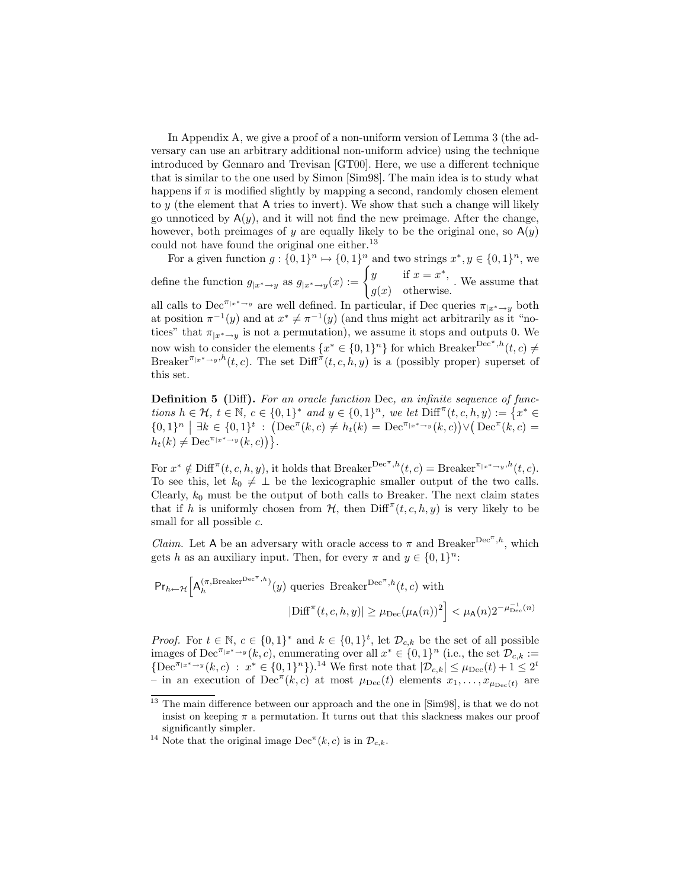In Appendix A, we give a proof of a non-uniform version of Lemma 3 (the adversary can use an arbitrary additional non-uniform advice) using the technique introduced by Gennaro and Trevisan [GT00]. Here, we use a different technique that is similar to the one used by Simon [Sim98]. The main idea is to study what happens if $\pi$ is modified slightly by mapping a second, randomly chosen element to $y$ (the element that $\mathsf{A}$ tries to invert). We show that such a change will likely go unnoticed by $\mathsf{A}(y)$, and it will not find the new preimage. After the change, however, both preimages of $y$ are equally likely to be the original one, so $\mathsf{A}(y)$ could not have found the original one either.[13]

For a given function $g : \{0,1\}^n \mapsto \{0,1\}^n$ and two strings $x^*, y \in \{0,1\}^n$, we define the function $g_{|x^* \to y}$ as $g_{|x^* \to y}(x) := \begin{cases} y & \text{if } x = x^*, \\ g(x) & \text{otherwise.} \end{cases}$. We assume that all calls to $\mathrm{Dec}^{\pi_{|x^* \to y}}$ are well defined. In particular, if Dec queries $\pi_{|x^* \to y}$ both at position $\pi^{-1}(y)$ and at $x^* \neq \pi^{-1}(y)$ (and thus might act arbitrarily as it "notices" that $\pi_{|x^* \to y}$ is not a permutation), we assume it stops and outputs 0. We now wish to consider the elements $\{x^* \in \{0,1\}^n\}$ for which $\mathrm{Breaker}^{\mathrm{Dec}^\pi, h}(t,c) \neq \mathrm{Breaker}^{\pi_{|x^* \to y}, h}(t,c)$. The set $\mathrm{Diff}^\pi(t,c,h,y)$ is a (possibly proper) superset of this set.

**Definition 5 (Diff).** *For an oracle function* Dec, *an infinite sequence of functions $h \in \mathcal{H}$, $t \in \mathbb{N}$, $c \in \{0,1\}^*$ and $y \in \{0,1\}^n$, we let* $\mathrm{Diff}^\pi(t,c,h,y) := \big\{x^* \in \{0,1\}^n \;\big|\; \exists k \in \{0,1\}^t \,:\, \big(\mathrm{Dec}^\pi(k,c) \neq h_t(k) = \mathrm{Dec}^{\pi_{|x^* \to y}}(k,c)\big) \vee \big(\mathrm{Dec}^\pi(k,c) = h_t(k) \neq \mathrm{Dec}^{\pi_{|x^* \to y}}(k,c)\big)\big\}$.

For $x^* \notin \mathrm{Diff}^\pi(t,c,h,y)$, it holds that $\mathrm{Breaker}^{\mathrm{Dec}^\pi, h}(t,c) = \mathrm{Breaker}^{\pi_{|x^* \to y}, h}(t,c)$. To see this, let $k_0 \neq \perp$ be the lexicographic smaller output of the two calls. Clearly, $k_0$ must be the output of both calls to Breaker. The next claim states that if $h$ is uniformly chosen from $\mathcal{H}$, then $\mathrm{Diff}^\pi(t,c,h,y)$ is very likely to be small for all possible $c$.

*Claim.* Let $\mathsf{A}$ be an adversary with oracle access to $\pi$ and $\mathrm{Breaker}^{\mathrm{Dec}^\pi, h}$, which gets $h$ as an auxiliary input. Then, for every $\pi$ and $y \in \{0,1\}^n$:

$$\Pr_{h \leftarrow \mathcal{H}}\Big[\mathsf{A}_h^{(\pi, \mathrm{Breaker}^{\mathrm{Dec}^\pi, h})}(y) \text{ queries } \mathrm{Breaker}^{\mathrm{Dec}^\pi, h}(t,c) \text{ with } |\mathrm{Diff}^\pi(t,c,h,y)| \geq \mu_{\mathrm{Dec}}(\mu_{\mathsf{A}}(n))^2\Big] < \mu_{\mathsf{A}}(n) 2^{-\mu_{\mathrm{Dec}}^{-1}(n)}$$

*Proof.* For $t \in \mathbb{N}$, $c \in \{0,1\}^*$ and $k \in \{0,1\}^t$, let $\mathcal{D}_{c,k}$ be the set of all possible images of $\mathrm{Dec}^{\pi_{|x^* \to y}}(k,c)$, enumerating over all $x^* \in \{0,1\}^n$ (i.e., the set $\mathcal{D}_{c,k} := \{\mathrm{Dec}^{\pi_{|x^* \to y}}(k,c) \,:\, x^* \in \{0,1\}^n\}$).[14] We first note that $|\mathcal{D}_{c,k}| \leq \mu_{\mathrm{Dec}}(t) + 1 \leq 2^t$ – in an execution of $\mathrm{Dec}^\pi(k,c)$ at most $\mu_{\mathrm{Dec}}(t)$ elements $x_1, \ldots, x_{\mu_{\mathrm{Dec}}(t)}$ are

---

[13] The main difference between our approach and the one in [Sim98], is that we do not insist on keeping $\pi$ a permutation. It turns out that this slackness makes our proof significantly simpler.

[14] Note that the original image $\mathrm{Dec}^\pi(k,c)$ is in $\mathcal{D}_{c,k}$.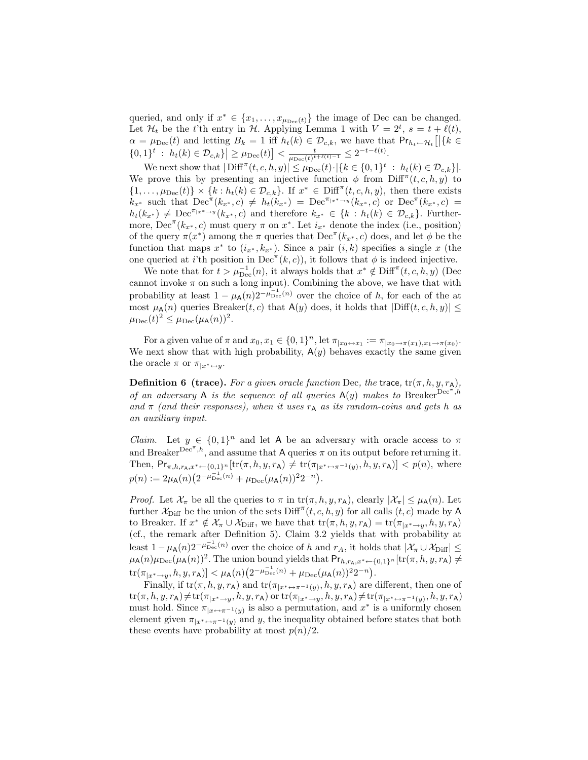queried, and only if $x^* \in \{x_1, \ldots, x_{\mu_{\mathrm{Dec}}(t)}\}$ the image of Dec can be changed. Let $\mathcal{H}_t$ be the $t$'th entry in $\mathcal{H}$. Applying Lemma 1 with $V = 2^t$, $s = t + \ell(t)$, $\alpha = \mu_{\mathrm{Dec}}(t)$ and letting $B_k = 1$ iff $h_t(k) \in \mathcal{D}_{c,k}$, we have that $\Pr_{h_t \leftarrow \mathcal{H}_t}\big[|\{k \in \{0,1\}^t \;:\; h_t(k) \in \mathcal{D}_{c,k}\}| \geq \mu_{\mathrm{Dec}}(t)\big] < \frac{t}{\mu_{\mathrm{Dec}}(t)^{t+\ell(t)-1}} \leq 2^{-t-\ell(t)}$.

We next show that $|\operatorname{Diff}^\pi(t,c,h,y)| \leq \mu_{\mathrm{Dec}}(t) \cdot |\{k \in \{0,1\}^t \;:\; h(k) \in \mathcal{D}_{c,k}\}|$. We prove this by presenting an injective function $\phi$ from $\operatorname{Diff}^\pi(t,c,h,y)$ to $\{1, \ldots, \mu_{\mathrm{Dec}}(t)\} \times \{k : h_t(k) \in \mathcal{D}_{c,k}\}$. If $x^* \in \operatorname{Diff}^\pi(t,c,h,y)$, then there exists $k_{x^*}$ such that $\mathrm{Dec}^\pi(k_{x^*}, c) \neq h_t(k_{x^*}) = \mathrm{Dec}^{\pi_{|x^* \to y}}(k_{x^*}, c)$ or $\mathrm{Dec}^\pi(k_{x^*}, c) = h_t(k_{x^*}) \neq \mathrm{Dec}^{\pi_{|x^* \to y}}(k_{x^*}, c)$ and therefore $k_{x^*} \in \{k : h_t(k) \in \mathcal{D}_{c,k}\}$. Furthermore, $\mathrm{Dec}^\pi(k_{x^*}, c)$ must query $\pi$ on $x^*$. Let $i_{x^*}$ denote the index (i.e., position) of the query $\pi(x^*)$ among the $\pi$ queries that $\mathrm{Dec}^\pi(k_{x^*}, c)$ does, and let $\phi$ be the function that maps $x^*$ to $(i_{x^*}, k_{x^*})$. Since a pair $(i,k)$ specifies a single $x$ (the one queried at $i$'th position in $\mathrm{Dec}^\pi(k,c)$), it follows that $\phi$ is indeed injective.

We note that for $t > \mu_{\mathrm{Dec}}^{-1}(n)$, it always holds that $x^* \notin \operatorname{Diff}^\pi(t,c,h,y)$ (Dec cannot invoke $\pi$ on such a long input). Combining the above, we have that with probability at least $1 - \mu_{\mathsf{A}}(n) 2^{-\mu_{\mathrm{Dec}}^{-1}(n)}$ over the choice of $h$, for each of the at most $\mu_{\mathsf{A}}(n)$ queries $\mathrm{Breaker}(t,c)$ that $\mathsf{A}(y)$ does, it holds that $|\operatorname{Diff}(t,c,h,y)| \leq \mu_{\mathrm{Dec}}(t)^2 \leq \mu_{\mathrm{Dec}}(\mu_{\mathsf{A}}(n))^2$.

For a given value of $\pi$ and $x_0, x_1 \in \{0,1\}^n$, let $\pi_{|x_0 \leftrightarrow x_1} := \pi_{|x_0 \to \pi(x_1), x_1 \to \pi(x_0)}$. We next show that with high probability, $\mathsf{A}(y)$ behaves exactly the same given the oracle $\pi$ or $\pi_{|x^* \leftrightarrow y}$.

**Definition 6 (trace).** *For a given oracle function* Dec, *the* trace, $\operatorname{tr}(\pi, h, y, r_{\mathsf{A}})$, *of an adversary* $\mathsf{A}$ *is the sequence of all queries* $\mathsf{A}(y)$ *makes to* $\mathrm{Breaker}^{\mathrm{Dec}^\pi, h}$ *and* $\pi$ *(and their responses), when it uses* $r_{\mathsf{A}}$ *as its random-coins and gets* $h$ *as an auxiliary input.*

*Claim.* Let $y \in \{0,1\}^n$ and let $\mathsf{A}$ be an adversary with oracle access to $\pi$ and $\mathrm{Breaker}^{\mathrm{Dec}^\pi, h}$, and assume that $\mathsf{A}$ queries $\pi$ on its output before returning it. Then, $\Pr_{\pi, h, r_{\mathsf{A}}, x^* \leftarrow \{0,1\}^n}[\operatorname{tr}(\pi, h, y, r_{\mathsf{A}}) \neq \operatorname{tr}(\pi_{|x^* \leftrightarrow \pi^{-1}(y)}, h, y, r_{\mathsf{A}})] < p(n)$, where $p(n) := 2\mu_{\mathsf{A}}(n)\big(2^{-\mu_{\mathrm{Dec}}^{-1}(n)} + \mu_{\mathrm{Dec}}(\mu_{\mathsf{A}}(n))^2 2^{-n}\big)$.

*Proof.* Let $\mathcal{X}_\pi$ be all the queries to $\pi$ in $\operatorname{tr}(\pi, h, y, r_{\mathsf{A}})$, clearly $|\mathcal{X}_\pi| \leq \mu_{\mathsf{A}}(n)$. Let further $\mathcal{X}_{\mathrm{Diff}}$ be the union of the sets $\operatorname{Diff}^\pi(t,c,h,y)$ for all calls $(t,c)$ made by $\mathsf{A}$ to Breaker. If $x^* \notin \mathcal{X}_\pi \cup \mathcal{X}_{\mathrm{Diff}}$, we have that $\operatorname{tr}(\pi, h, y, r_{\mathsf{A}}) = \operatorname{tr}(\pi_{|x^* \to y}, h, y, r_{\mathsf{A}})$ (cf., the remark after Definition 5). Claim 3.2 yields that with probability at least $1 - \mu_{\mathsf{A}}(n) 2^{-\mu_{\mathrm{Dec}}^{-1}(n)}$ over the choice of $h$ and $r_A$, it holds that $|\mathcal{X}_\pi \cup \mathcal{X}_{\mathrm{Diff}}| \leq \mu_{\mathsf{A}}(n) \mu_{\mathrm{Dec}}(\mu_{\mathsf{A}}(n))^2$. The union bound yields that $\Pr_{h, r_{\mathsf{A}}, x^* \leftarrow \{0,1\}^n}[\operatorname{tr}(\pi, h, y, r_{\mathsf{A}}) \neq \operatorname{tr}(\pi_{|x^* \to y}, h, y, r_{\mathsf{A}})] < \mu_{\mathsf{A}}(n)\big(2^{-\mu_{\mathrm{Dec}}^{-1}(n)} + \mu_{\mathrm{Dec}}(\mu_{\mathsf{A}}(n))^2 2^{-n}\big)$.

Finally, if $\operatorname{tr}(\pi, h, y, r_{\mathsf{A}})$ and $\operatorname{tr}(\pi_{|x^* \leftrightarrow \pi^{-1}(y)}, h, y, r_{\mathsf{A}})$ are different, then one of $\operatorname{tr}(\pi, h, y, r_{\mathsf{A}}) \neq \operatorname{tr}(\pi_{|x^* \to y}, h, y, r_{\mathsf{A}})$ or $\operatorname{tr}(\pi_{|x^* \to y}, h, y, r_{\mathsf{A}}) \neq \operatorname{tr}(\pi_{|x^* \leftrightarrow \pi^{-1}(y)}, h, y, r_{\mathsf{A}})$ must hold. Since $\pi_{|x \leftrightarrow \pi^{-1}(y)}$ is also a permutation, and $x^*$ is a uniformly chosen element given $\pi_{|x^* \leftrightarrow \pi^{-1}(y)}$ and $y$, the inequality obtained before states that both these events have probability at most $p(n)/2$.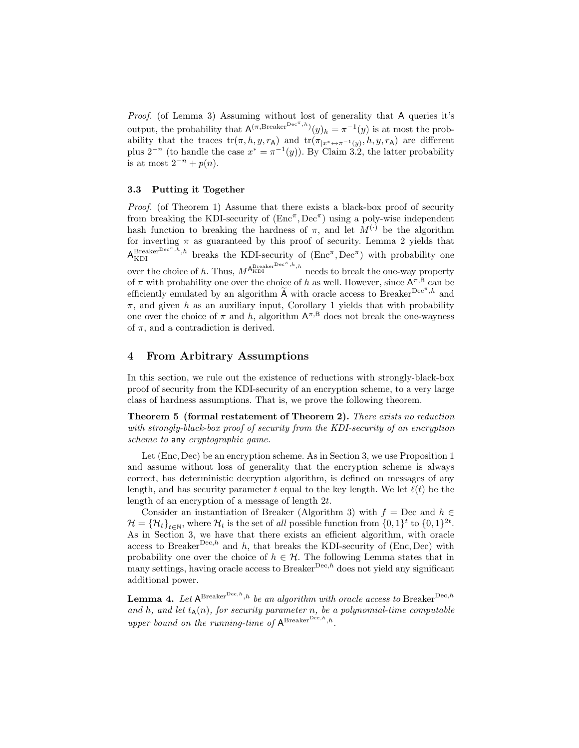*Proof.* (of Lemma 3) Assuming without lost of generality that $\mathsf{A}$ queries it's output, the probability that $\mathsf{A}^{(\pi,\mathrm{Breaker}^{\mathrm{Dec}^{\pi},h})}(y)_h = \pi^{-1}(y)$ is at most the probability that the traces $\mathrm{tr}(\pi, h, y, r_{\mathsf{A}})$ and $\mathrm{tr}(\pi_{|x^* \leftrightarrow \pi^{-1}(y)}, h, y, r_{\mathsf{A}})$ are different plus $2^{-n}$ (to handle the case $x^* = \pi^{-1}(y)$). By Claim 3.2, the latter probability is at most $2^{-n} + p(n)$.

### 3.3 Putting it Together

*Proof.* (of Theorem 1) Assume that there exists a black-box proof of security from breaking the KDI-security of $(\mathrm{Enc}^{\pi}, \mathrm{Dec}^{\pi})$ using a poly-wise independent hash function to breaking the hardness of $\pi$, and let $M^{(\cdot)}$ be the algorithm for inverting $\pi$ as guaranteed by this proof of security. Lemma 2 yields that $\mathsf{A}_{\mathrm{KDI}}^{\mathrm{Breaker}^{\mathrm{Dec}^{\pi},h},h}$ breaks the KDI-security of $(\mathrm{Enc}^{\pi}, \mathrm{Dec}^{\pi})$ with probability one over the choice of $h$. Thus, $M^{\mathsf{A}_{\mathrm{KDI}}^{\mathrm{Breaker}^{\mathrm{Dec}^{\pi},h},h}}$ needs to break the one-way property of $\pi$ with probability one over the choice of $h$ as well. However, since $\mathsf{A}^{\pi,\mathsf{B}}$ can be efficiently emulated by an algorithm $\widetilde{\mathsf{A}}$ with oracle access to $\mathrm{Breaker}^{\mathrm{Dec}^{\pi},h}$ and $\pi$, and given $h$ as an auxiliary input, Corollary 1 yields that with probability one over the choice of $\pi$ and $h$, algorithm $\mathsf{A}^{\pi,\mathsf{B}}$ does not break the one-wayness of $\pi$, and a contradiction is derived.

## 4 From Arbitrary Assumptions

In this section, we rule out the existence of reductions with strongly-black-box proof of security from the KDI-security of an encryption scheme, to a very large class of hardness assumptions. That is, we prove the following theorem.

**Theorem 5 (formal restatement of Theorem 2).** *There exists no reduction with strongly-black-box proof of security from the KDI-security of an encryption scheme to* any *cryptographic game.*

Let $(\mathrm{Enc}, \mathrm{Dec})$ be an encryption scheme. As in Section 3, we use Proposition 1 and assume without loss of generality that the encryption scheme is always correct, has deterministic decryption algorithm, is defined on messages of any length, and has security parameter $t$ equal to the key length. We let $\ell(t)$ be the length of an encryption of a message of length $2t$.

Consider an instantiation of Breaker (Algorithm 3) with $f = \mathrm{Dec}$ and $h \in \mathcal{H} = \{\mathcal{H}_t\}_{t\in\mathbb{N}}$, where $\mathcal{H}_t$ is the set of *all* possible function from $\{0,1\}^t$ to $\{0,1\}^{2t}$. As in Section 3, we have that there exists an efficient algorithm, with oracle access to $\mathrm{Breaker}^{\mathrm{Dec},h}$ and $h$, that breaks the KDI-security of $(\mathrm{Enc}, \mathrm{Dec})$ with probability one over the choice of $h \in \mathcal{H}$. The following Lemma states that in many settings, having oracle access to $\mathrm{Breaker}^{\mathrm{Dec},h}$ does not yield any significant additional power.

**Lemma 4.** *Let $\mathsf{A}^{\mathrm{Breaker}^{\mathrm{Dec},h},h}$ be an algorithm with oracle access to $\mathrm{Breaker}^{\mathrm{Dec},h}$ and $h$, and let $t_{\mathsf{A}}(n)$, for security parameter $n$, be a polynomial-time computable upper bound on the running-time of $\mathsf{A}^{\mathrm{Breaker}^{\mathrm{Dec},h},h}$.*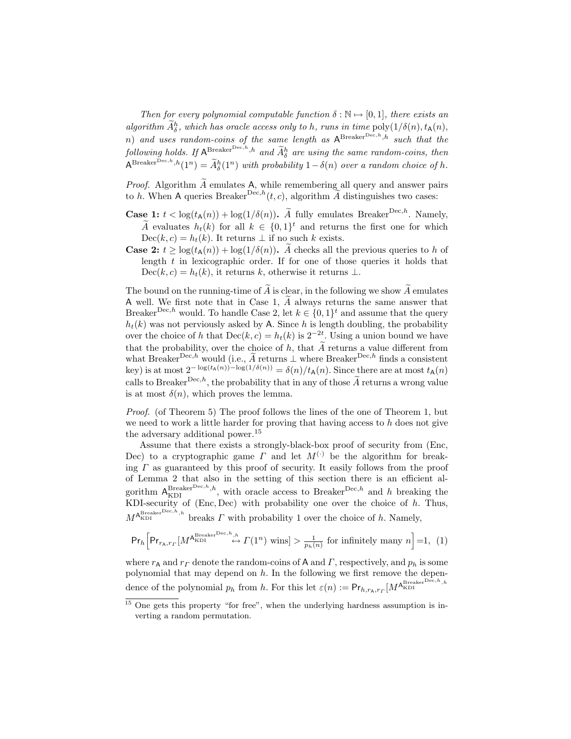*Then for every polynomial computable function $\delta : \mathbb{N} \mapsto [0,1]$, there exists an algorithm $\widetilde{A}^h_\delta$, which has oracle access only to $h$, runs in time $\mathrm{poly}(1/\delta(n), t_{\mathsf{A}}(n), n)$ and uses random-coins of the same length as $\mathsf{A}^{\mathrm{Breaker}^{\mathrm{Dec},h},h}$ such that the following holds. If $\mathsf{A}^{\mathrm{Breaker}^{\mathrm{Dec},h},h}$ and $\widetilde{A}^h_\delta$ are using the same random-coins, then $\mathsf{A}^{\mathrm{Breaker}^{\mathrm{Dec},h},h}(1^n) = \widetilde{A}^h_\delta(1^n)$ with probability $1-\delta(n)$ over a random choice of $h$.*

*Proof.* Algorithm $\widetilde{A}$ emulates $\mathsf{A}$, while remembering all query and answer pairs to $h$. When $\mathsf{A}$ queries $\mathrm{Breaker}^{\mathrm{Dec},h}(t,c)$, algorithm $\widetilde{A}$ distinguishes two cases:

**Case 1:** $t < \log(t_{\mathsf{A}}(n)) + \log(1/\delta(n))$**.** $\widetilde{A}$ fully emulates $\mathrm{Breaker}^{\mathrm{Dec},h}$. Namely, $\widetilde{A}$ evaluates $h_t(k)$ for all $k \in \{0,1\}^t$ and returns the first one for which $\mathrm{Dec}(k,c) = h_t(k)$. It returns $\perp$ if no such $k$ exists.

**Case 2:** $t \geq \log(t_{\mathsf{A}}(n)) + \log(1/\delta(n))$**.** $\widetilde{A}$ checks all the previous queries to $h$ of length $t$ in lexicographic order. If for one of those queries it holds that $\mathrm{Dec}(k,c) = h_t(k)$, it returns $k$, otherwise it returns $\perp$.

The bound on the running-time of $\widetilde{A}$ is clear, in the following we show $\widetilde{A}$ emulates $\mathsf{A}$ well. We first note that in Case 1, $\widetilde{A}$ always returns the same answer that $\mathrm{Breaker}^{\mathrm{Dec},h}$ would. To handle Case 2, let $k \in \{0,1\}^t$ and assume that the query $h_t(k)$ was not perviously asked by $\mathsf{A}$. Since $h$ is length doubling, the probability over the choice of $h$ that $\mathrm{Dec}(k,c) = h_t(k)$ is $2^{-2t}$. Using a union bound we have that the probability, over the choice of $h$, that $\widetilde{A}$ returns a value different from what $\mathrm{Breaker}^{\mathrm{Dec},h}$ would (i.e., $\widetilde{A}$ returns $\perp$ where $\mathrm{Breaker}^{\mathrm{Dec},h}$ finds a consistent key) is at most $2^{-\log(t_{\mathsf{A}}(n)) - \log(1/\delta(n))} = \delta(n)/t_{\mathsf{A}}(n)$. Since there are at most $t_{\mathsf{A}}(n)$ calls to $\mathrm{Breaker}^{\mathrm{Dec},h}$, the probability that in any of those $\widetilde{A}$ returns a wrong value is at most $\delta(n)$, which proves the lemma.

*Proof.* (of Theorem 5) The proof follows the lines of the one of Theorem 1, but we need to work a little harder for proving that having access to $h$ does not give the adversary additional power.[15]

Assume that there exists a strongly-black-box proof of security from (Enc, Dec) to a cryptographic game $\Gamma$ and let $M^{(\cdot)}$ be the algorithm for breaking $\Gamma$ as guaranteed by this proof of security. It easily follows from the proof of Lemma 2 that also in the setting of this section there is an efficient algorithm $\mathsf{A}_{\mathrm{KDI}}^{\mathrm{Breaker}^{\mathrm{Dec},h},h}$, with oracle access to $\mathrm{Breaker}^{\mathrm{Dec},h}$ and $h$ breaking the KDI-security of (Enc, Dec) with probability one over the choice of $h$. Thus, $M^{\mathsf{A}_{\mathrm{KDI}}^{\mathrm{Breaker}^{\mathrm{Dec},h},h}}$ breaks $\Gamma$ with probability 1 over the choice of $h$. Namely,

$$\Pr_h\Big[\Pr_{r_{\mathsf{A}},r_\Gamma}[M^{\mathsf{A}_{\mathrm{KDI}}^{\mathrm{Breaker}^{\mathrm{Dec},h},h}} \leftrightarrow \Gamma(1^n) \text{ wins}] > \tfrac{1}{p_h(n)} \text{ for infinitely many } n\Big] = 1, \quad (1)$$

where $r_{\mathsf{A}}$ and $r_\Gamma$ denote the random-coins of $\mathsf{A}$ and $\Gamma$, respectively, and $p_h$ is some polynomial that may depend on $h$. In the following we first remove the dependence of the polynomial $p_h$ from $h$. For this let $\varepsilon(n) := \Pr_{h,r_{\mathsf{A}},r_\Gamma}[M^{\mathsf{A}_{\mathrm{KDI}}^{\mathrm{Breaker}^{\mathrm{Dec},h},h}}$

[15] One gets this property "for free", when the underlying hardness assumption is inverting a random permutation.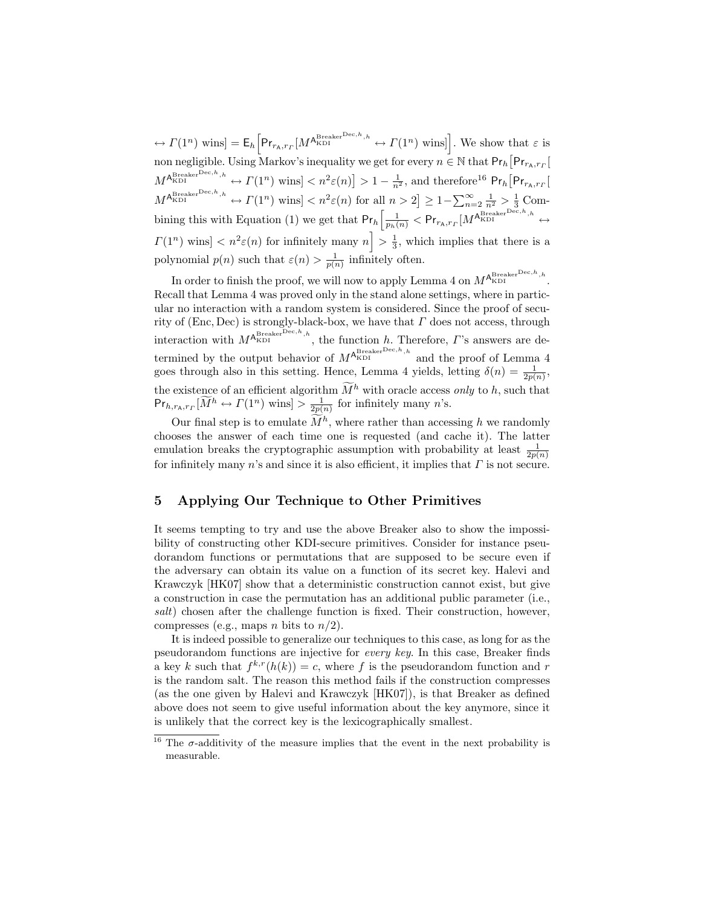$\leftrightarrow \Gamma(1^n)$ wins$] = \mathsf{E}_h\Big[\mathsf{Pr}_{r_\mathsf{A},r_\Gamma}[M^{\mathsf{A}_{\mathrm{KDI}}^{\mathrm{Breaker}^{\mathrm{Dec},h},h}} \leftrightarrow \Gamma(1^n) \text{ wins}]\Big]$. We show that $\varepsilon$ is non negligible. Using Markov's inequality we get for every $n \in \mathbb{N}$ that $\mathsf{Pr}_h\big[\mathsf{Pr}_{r_\mathsf{A},r_\Gamma}[M^{\mathsf{A}_{\mathrm{KDI}}^{\mathrm{Breaker}^{\mathrm{Dec},h},h}} \leftrightarrow \Gamma(1^n) \text{ wins}] < n^2\varepsilon(n)\big] > 1 - \frac{1}{n^2}$, and therefore[16] $\mathsf{Pr}_h\big[\mathsf{Pr}_{r_\mathsf{A},r_\Gamma}[M^{\mathsf{A}_{\mathrm{KDI}}^{\mathrm{Breaker}^{\mathrm{Dec},h},h}} \leftrightarrow \Gamma(1^n) \text{ wins}] < n^2\varepsilon(n) \text{ for all } n > 2\big] \geq 1 - \sum_{n=2}^{\infty}\frac{1}{n^2} > \frac{1}{3}$ Combining this with Equation (1) we get that $\mathsf{Pr}_h\Big[\frac{1}{p_h(n)} < \mathsf{Pr}_{r_\mathsf{A},r_\Gamma}[M^{\mathsf{A}_{\mathrm{KDI}}^{\mathrm{Breaker}^{\mathrm{Dec},h},h}} \leftrightarrow \Gamma(1^n) \text{ wins}] < n^2\varepsilon(n) \text{ for infinitely many } n\Big] > \frac{1}{3}$, which implies that there is a polynomial $p(n)$ such that $\varepsilon(n) > \frac{1}{p(n)}$ infinitely often.

In order to finish the proof, we will now to apply Lemma 4 on $M^{\mathsf{A}_{\mathrm{KDI}}^{\mathrm{Breaker}^{\mathrm{Dec},h},h}}$. Recall that Lemma 4 was proved only in the stand alone settings, where in particular no interaction with a random system is considered. Since the proof of security of (Enc, Dec) is strongly-black-box, we have that $\Gamma$ does not access, through interaction with $M^{\mathsf{A}_{\mathrm{KDI}}^{\mathrm{Breaker}^{\mathrm{Dec},h},h}}$, the function $h$. Therefore, $\Gamma$'s answers are determined by the output behavior of $M^{\mathsf{A}_{\mathrm{KDI}}^{\mathrm{Breaker}^{\mathrm{Dec},h},h}}$ and the proof of Lemma 4 goes through also in this setting. Hence, Lemma 4 yields, letting $\delta(n) = \frac{1}{2p(n)}$, the existence of an efficient algorithm $\widetilde{M}^h$ with oracle access *only* to $h$, such that $\mathsf{Pr}_{h,r_\mathsf{A},r_\Gamma}[\widetilde{M}^h \leftrightarrow \Gamma(1^n) \text{ wins}] > \frac{1}{2p(n)}$ for infinitely many $n$'s.

Our final step is to emulate $\widetilde{M}^h$, where rather than accessing $h$ we randomly chooses the answer of each time one is requested (and cache it). The latter emulation breaks the cryptographic assumption with probability at least $\frac{1}{2p(n)}$ for infinitely many $n$'s and since it is also efficient, it implies that $\Gamma$ is not secure.

## 5 Applying Our Technique to Other Primitives

It seems tempting to try and use the above Breaker also to show the impossibility of constructing other KDI-secure primitives. Consider for instance pseudorandom functions or permutations that are supposed to be secure even if the adversary can obtain its value on a function of its secret key. Halevi and Krawczyk [HK07] show that a deterministic construction cannot exist, but give a construction in case the permutation has an additional public parameter (i.e., *salt*) chosen after the challenge function is fixed. Their construction, however, compresses (e.g., maps $n$ bits to $n/2$).

It is indeed possible to generalize our techniques to this case, as long for as the pseudorandom functions are injective for *every key*. In this case, Breaker finds a key $k$ such that $f^{k,r}(h(k)) = c$, where $f$ is the pseudorandom function and $r$ is the random salt. The reason this method fails if the construction compresses (as the one given by Halevi and Krawczyk [HK07]), is that Breaker as defined above does not seem to give useful information about the key anymore, since it is unlikely that the correct key is the lexicographically smallest.

---

[16] The $\sigma$-additivity of the measure implies that the event in the next probability is measurable.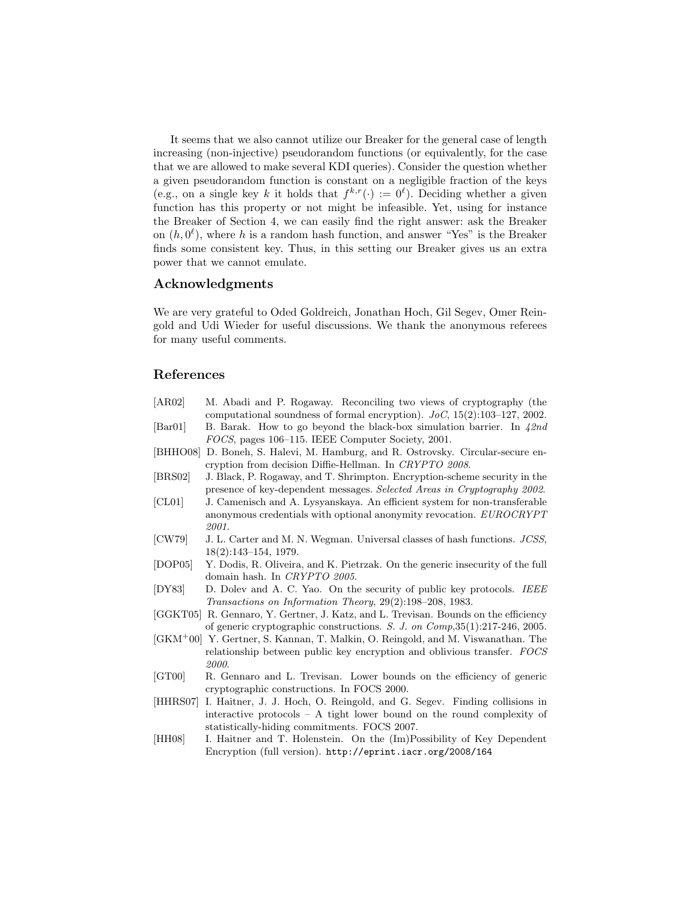It seems that we also cannot utilize our Breaker for the general case of length increasing (non-injective) pseudorandom functions (or equivalently, for the case that we are allowed to make several KDI queries). Consider the question whether a given pseudorandom function is constant on a negligible fraction of the keys (e.g., on a single key $k$ it holds that $f^{k,r}(\cdot) := 0^{\ell}$). Deciding whether a given function has this property or not might be infeasible. Yet, using for instance the Breaker of Section 4, we can easily find the right answer: ask the Breaker on $(h, 0^{\ell})$, where $h$ is a random hash function, and answer "Yes" is the Breaker finds some consistent key. Thus, in this setting our Breaker gives us an extra power that we cannot emulate.

## Acknowledgments

We are very grateful to Oded Goldreich, Jonathan Hoch, Gil Segev, Omer Reingold and Udi Wieder for useful discussions. We thank the anonymous referees for many useful comments.

## References

[AR02] M. Abadi and P. Rogaway. Reconciling two views of cryptography (the computational soundness of formal encryption). *JoC*, 15(2):103–127, 2002.

[Bar01] B. Barak. How to go beyond the black-box simulation barrier. In *42nd FOCS*, pages 106–115. IEEE Computer Society, 2001.

[BHHO08] D. Boneh, S. Halevi, M. Hamburg, and R. Ostrovsky. Circular-secure encryption from decision Diffie-Hellman. In *CRYPTO 2008*.

[BRS02] J. Black, P. Rogaway, and T. Shrimpton. Encryption-scheme security in the presence of key-dependent messages. *Selected Areas in Cryptography 2002*.

[CL01] J. Camenisch and A. Lysyanskaya. An efficient system for non-transferable anonymous credentials with optional anonymity revocation. *EUROCRYPT 2001*.

[CW79] J. L. Carter and M. N. Wegman. Universal classes of hash functions. *JCSS*, 18(2):143–154, 1979.

[DOP05] Y. Dodis, R. Oliveira, and K. Pietrzak. On the generic insecurity of the full domain hash. In *CRYPTO 2005*.

[DY83] D. Dolev and A. C. Yao. On the security of public key protocols. *IEEE Transactions on Information Theory*, 29(2):198–208, 1983.

[GGKT05] R. Gennaro, Y. Gertner, J. Katz, and L. Trevisan. Bounds on the efficiency of generic cryptographic constructions. *S. J. on Comp*,35(1):217-246, 2005.

[GKM+00] Y. Gertner, S. Kannan, T. Malkin, O. Reingold, and M. Viswanathan. The relationship between public key encryption and oblivious transfer. *FOCS 2000*.

[GT00] R. Gennaro and L. Trevisan. Lower bounds on the efficiency of generic cryptographic constructions. In FOCS 2000.

[HHRS07] I. Haitner, J. J. Hoch, O. Reingold, and G. Segev. Finding collisions in interactive protocols – A tight lower bound on the round complexity of statistically-hiding commitments. FOCS 2007.

[HH08] I. Haitner and T. Holenstein. On the (Im)Possibility of Key Dependent Encryption (full version). `http://eprint.iacr.org/2008/164`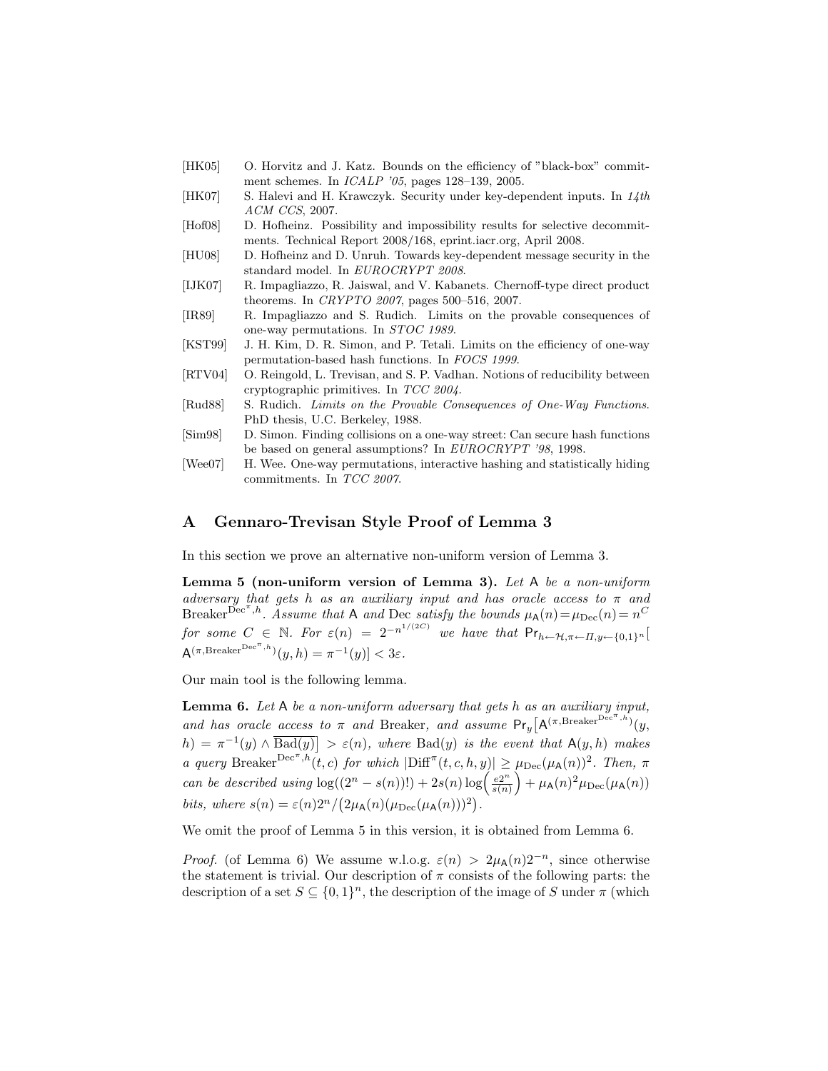[HK05] O. Horvitz and J. Katz. Bounds on the efficiency of "black-box" commitment schemes. In *ICALP '05*, pages 128–139, 2005.

[HK07] S. Halevi and H. Krawczyk. Security under key-dependent inputs. In *14th ACM CCS*, 2007.

[Hof08] D. Hofheinz. Possibility and impossibility results for selective decommitments. Technical Report 2008/168, eprint.iacr.org, April 2008.

[HU08] D. Hofheinz and D. Unruh. Towards key-dependent message security in the standard model. In *EUROCRYPT 2008*.

[IJK07] R. Impagliazzo, R. Jaiswal, and V. Kabanets. Chernoff-type direct product theorems. In *CRYPTO 2007*, pages 500–516, 2007.

[IR89] R. Impagliazzo and S. Rudich. Limits on the provable consequences of one-way permutations. In *STOC 1989*.

[KST99] J. H. Kim, D. R. Simon, and P. Tetali. Limits on the efficiency of one-way permutation-based hash functions. In *FOCS 1999*.

[RTV04] O. Reingold, L. Trevisan, and S. P. Vadhan. Notions of reducibility between cryptographic primitives. In *TCC 2004*.

[Rud88] S. Rudich. *Limits on the Provable Consequences of One-Way Functions*. PhD thesis, U.C. Berkeley, 1988.

[Sim98] D. Simon. Finding collisions on a one-way street: Can secure hash functions be based on general assumptions? In *EUROCRYPT '98*, 1998.

[Wee07] H. Wee. One-way permutations, interactive hashing and statistically hiding commitments. In *TCC 2007*.

## A Gennaro-Trevisan Style Proof of Lemma 3

In this section we prove an alternative non-uniform version of Lemma 3.

**Lemma 5 (non-uniform version of Lemma 3).** *Let* $\mathsf{A}$ *be a non-uniform adversary that gets* $h$ *as an auxiliary input and has oracle access to* $\pi$ *and* $\mathrm{Breaker}^{\mathrm{Dec}^{\pi},h}$. *Assume that* $\mathsf{A}$ *and* $\mathrm{Dec}$ *satisfy the bounds* $\mu_{\mathsf{A}}(n) = \mu_{\mathrm{Dec}}(n) = n^C$ *for some* $C \in \mathbb{N}$. *For* $\varepsilon(n) = 2^{-n^{1/(2C)}}$ *we have that* $\mathsf{Pr}_{h \leftarrow \mathcal{H}, \pi \leftarrow \Pi, y \leftarrow \{0,1\}^n}[\mathsf{A}^{(\pi, \mathrm{Breaker}^{\mathrm{Dec}^{\pi},h})}(y,h) = \pi^{-1}(y)] < 3\varepsilon$.

Our main tool is the following lemma.

**Lemma 6.** *Let* $\mathsf{A}$ *be a non-uniform adversary that gets* $h$ *as an auxiliary input, and has oracle access to* $\pi$ *and* $\mathrm{Breaker}$, *and assume* $\mathsf{Pr}_y\big[\mathsf{A}^{(\pi, \mathrm{Breaker}^{\mathrm{Dec}^{\pi},h})}(y, h) = \pi^{-1}(y) \wedge \overline{\mathrm{Bad}(y)}\big] > \varepsilon(n)$, *where* $\mathrm{Bad}(y)$ *is the event that* $\mathsf{A}(y,h)$ *makes a query* $\mathrm{Breaker}^{\mathrm{Dec}^{\pi},h}(t,c)$ *for which* $|\mathrm{Diff}^{\pi}(t,c,h,y)| \geq \mu_{\mathrm{Dec}}(\mu_{\mathsf{A}}(n))^2$. *Then,* $\pi$ *can be described using* $\log((2^n - s(n))!) + 2s(n)\log\Big(\frac{e2^n}{s(n)}\Big) + \mu_{\mathsf{A}}(n)^2\mu_{\mathrm{Dec}}(\mu_{\mathsf{A}}(n))$ *bits, where* $s(n) = \varepsilon(n)2^n / \big(2\mu_{\mathsf{A}}(n)(\mu_{\mathrm{Dec}}(\mu_{\mathsf{A}}(n)))^2\big)$.

We omit the proof of Lemma 5 in this version, it is obtained from Lemma 6.

*Proof.* (of Lemma 6) We assume w.l.o.g. $\varepsilon(n) > 2\mu_{\mathsf{A}}(n)2^{-n}$, since otherwise the statement is trivial. Our description of $\pi$ consists of the following parts: the description of a set $S \subseteq \{0,1\}^n$, the description of the image of $S$ under $\pi$ (which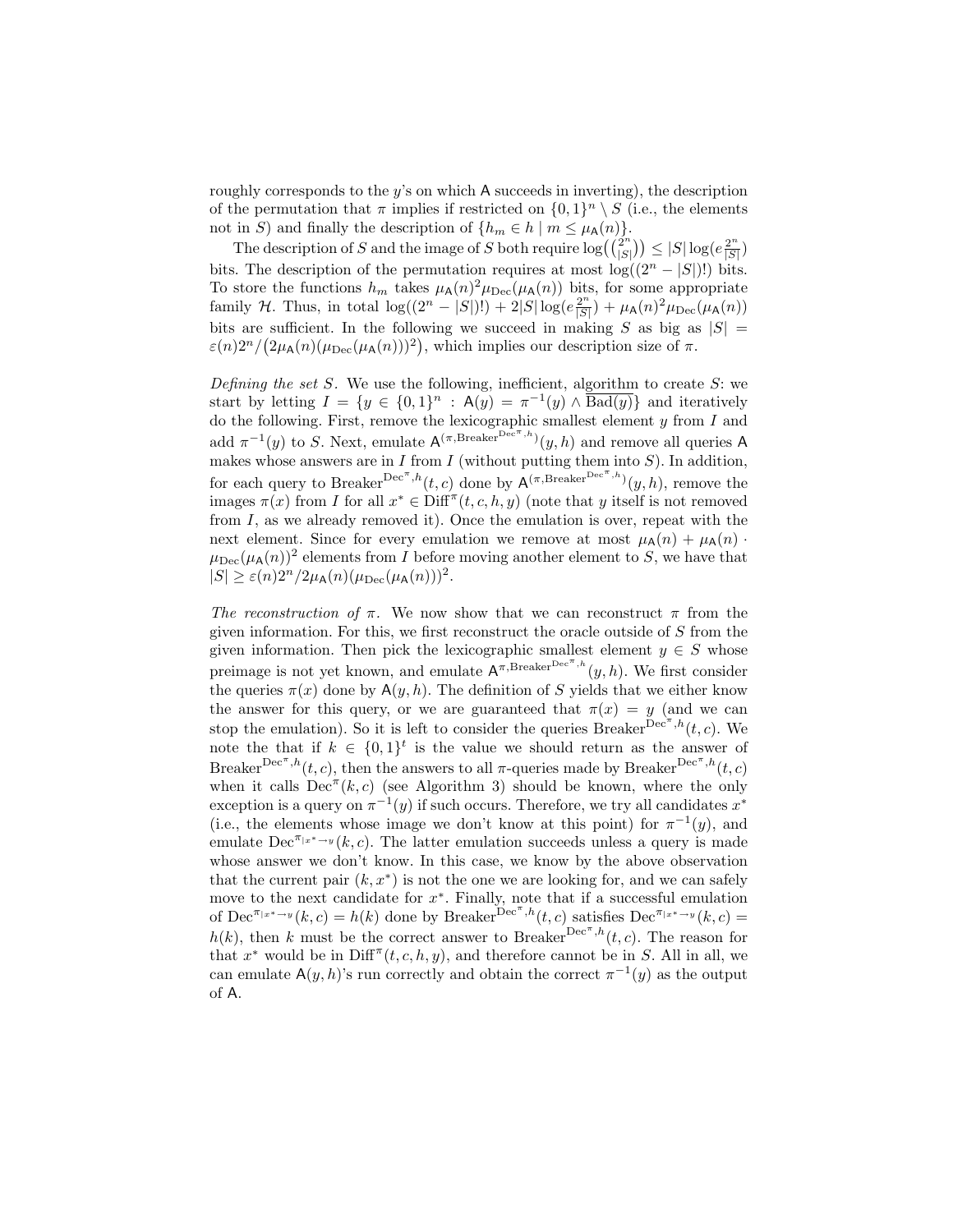roughly corresponds to the $y$'s on which $\mathsf{A}$ succeeds in inverting), the description of the permutation that $\pi$ implies if restricted on $\{0,1\}^n \setminus S$ (i.e., the elements not in $S$) and finally the description of $\{h_m \in h \mid m \leq \mu_{\mathsf{A}}(n)\}$.

The description of $S$ and the image of $S$ both require $\log\left(\binom{2^n}{|S|}\right) \leq |S| \log(e\frac{2^n}{|S|})$ bits. The description of the permutation requires at most $\log((2^n - |S|)!)$ bits. To store the functions $h_m$ takes $\mu_{\mathsf{A}}(n)^2 \mu_{\mathrm{Dec}}(\mu_{\mathsf{A}}(n))$ bits, for some appropriate family $\mathcal{H}$. Thus, in total $\log((2^n - |S|)!) + 2|S|\log(e\frac{2^n}{|S|}) + \mu_{\mathsf{A}}(n)^2 \mu_{\mathrm{Dec}}(\mu_{\mathsf{A}}(n))$ bits are sufficient. In the following we succeed in making $S$ as big as $|S| = \varepsilon(n)2^n/\big(2\mu_{\mathsf{A}}(n)(\mu_{\mathrm{Dec}}(\mu_{\mathsf{A}}(n)))^2\big)$, which implies our description size of $\pi$.

*Defining the set $S$.* We use the following, inefficient, algorithm to create $S$: we start by letting $I = \{y \in \{0,1\}^n : \mathsf{A}(y) = \pi^{-1}(y) \wedge \overline{\mathrm{Bad}(y)}\}$ and iteratively do the following. First, remove the lexicographic smallest element $y$ from $I$ and add $\pi^{-1}(y)$ to $S$. Next, emulate $\mathsf{A}^{(\pi, \mathrm{Breaker}^{\mathrm{Dec}^\pi, h})}(y, h)$ and remove all queries $\mathsf{A}$ makes whose answers are in $I$ from $I$ (without putting them into $S$). In addition, for each query to $\mathrm{Breaker}^{\mathrm{Dec}^\pi, h}(t, c)$ done by $\mathsf{A}^{(\pi, \mathrm{Breaker}^{\mathrm{Dec}^\pi, h})}(y, h)$, remove the images $\pi(x)$ from $I$ for all $x^* \in \mathrm{Diff}^\pi(t, c, h, y)$ (note that $y$ itself is not removed from $I$, as we already removed it). Once the emulation is over, repeat with the next element. Since for every emulation we remove at most $\mu_{\mathsf{A}}(n) + \mu_{\mathsf{A}}(n) \cdot \mu_{\mathrm{Dec}}(\mu_{\mathsf{A}}(n))^2$ elements from $I$ before moving another element to $S$, we have that $|S| \geq \varepsilon(n)2^n/2\mu_{\mathsf{A}}(n)(\mu_{\mathrm{Dec}}(\mu_{\mathsf{A}}(n)))^2$.

*The reconstruction of $\pi$.* We now show that we can reconstruct $\pi$ from the given information. For this, we first reconstruct the oracle outside of $S$ from the given information. Then pick the lexicographic smallest element $y \in S$ whose preimage is not yet known, and emulate $\mathsf{A}^{\pi, \mathrm{Breaker}^{\mathrm{Dec}^\pi, h}}(y, h)$. We first consider the queries $\pi(x)$ done by $\mathsf{A}(y, h)$. The definition of $S$ yields that we either know the answer for this query, or we are guaranteed that $\pi(x) = y$ (and we can stop the emulation). So it is left to consider the queries $\mathrm{Breaker}^{\mathrm{Dec}^\pi, h}(t, c)$. We note the that if $k \in \{0,1\}^t$ is the value we should return as the answer of $\mathrm{Breaker}^{\mathrm{Dec}^\pi, h}(t, c)$, then the answers to all $\pi$-queries made by $\mathrm{Breaker}^{\mathrm{Dec}^\pi, h}(t, c)$ when it calls $\mathrm{Dec}^\pi(k, c)$ (see Algorithm 3) should be known, where the only exception is a query on $\pi^{-1}(y)$ if such occurs. Therefore, we try all candidates $x^*$ (i.e., the elements whose image we don't know at this point) for $\pi^{-1}(y)$, and emulate $\mathrm{Dec}^{\pi_{|x^* \to y}}(k, c)$. The latter emulation succeeds unless a query is made whose answer we don't know. In this case, we know by the above observation that the current pair $(k, x^*)$ is not the one we are looking for, and we can safely move to the next candidate for $x^*$. Finally, note that if a successful emulation of $\mathrm{Dec}^{\pi_{|x^* \to y}}(k, c) = h(k)$ done by $\mathrm{Breaker}^{\mathrm{Dec}^\pi, h}(t, c)$ satisfies $\mathrm{Dec}^{\pi_{|x^* \to y}}(k, c) = h(k)$, then $k$ must be the correct answer to $\mathrm{Breaker}^{\mathrm{Dec}^\pi, h}(t, c)$. The reason for that $x^*$ would be in $\mathrm{Diff}^\pi(t, c, h, y)$, and therefore cannot be in $S$. All in all, we can emulate $\mathsf{A}(y, h)$'s run correctly and obtain the correct $\pi^{-1}(y)$ as the output of $\mathsf{A}$.